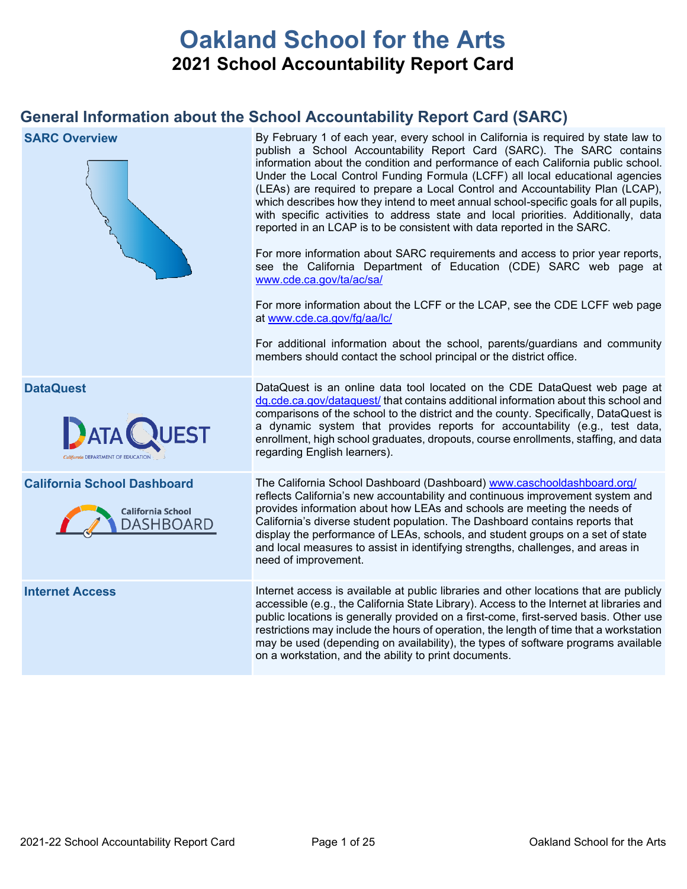# Oakland School for the Arts

## 2021 School Accountability Report Card

## General Information about the School Accountability Report Card (SARC)

| | |
|---|---|
| **SARC Overview** | By February 1 of each year, every school in California is required by state law to publish a School Accountability Report Card (SARC). The SARC contains information about the condition and performance of each California public school. Under the Local Control Funding Formula (LCFF) all local educational agencies (LEAs) are required to prepare a Local Control and Accountability Plan (LCAP), which describes how they intend to meet annual school-specific goals for all pupils, with specific activities to address state and local priorities. Additionally, data reported in an LCAP is to be consistent with data reported in the SARC.<br><br>For more information about SARC requirements and access to prior year reports, see the California Department of Education (CDE) SARC web page at www.cde.ca.gov/ta/ac/sa/<br><br>For more information about the LCFF or the LCAP, see the CDE LCFF web page at www.cde.ca.gov/fg/aa/lc/<br><br>For additional information about the school, parents/guardians and community members should contact the school principal or the district office. |
| **DataQuest** | DataQuest is an online data tool located on the CDE DataQuest web page at dq.cde.ca.gov/dataquest/ that contains additional information about this school and comparisons of the school to the district and the county. Specifically, DataQuest is a dynamic system that provides reports for accountability (e.g., test data, enrollment, high school graduates, dropouts, course enrollments, staffing, and data regarding English learners). |
| **California School Dashboard** | The California School Dashboard (Dashboard) www.caschooldashboard.org/ reflects California's new accountability and continuous improvement system and provides information about how LEAs and schools are meeting the needs of California's diverse student population. The Dashboard contains reports that display the performance of LEAs, schools, and student groups on a set of state and local measures to assist in identifying strengths, challenges, and areas in need of improvement. |
| **Internet Access** | Internet access is available at public libraries and other locations that are publicly accessible (e.g., the California State Library). Access to the Internet at libraries and public locations is generally provided on a first-come, first-served basis. Other use restrictions may include the hours of operation, the length of time that a workstation may be used (depending on availability), the types of software programs available on a workstation, and the ability to print documents. |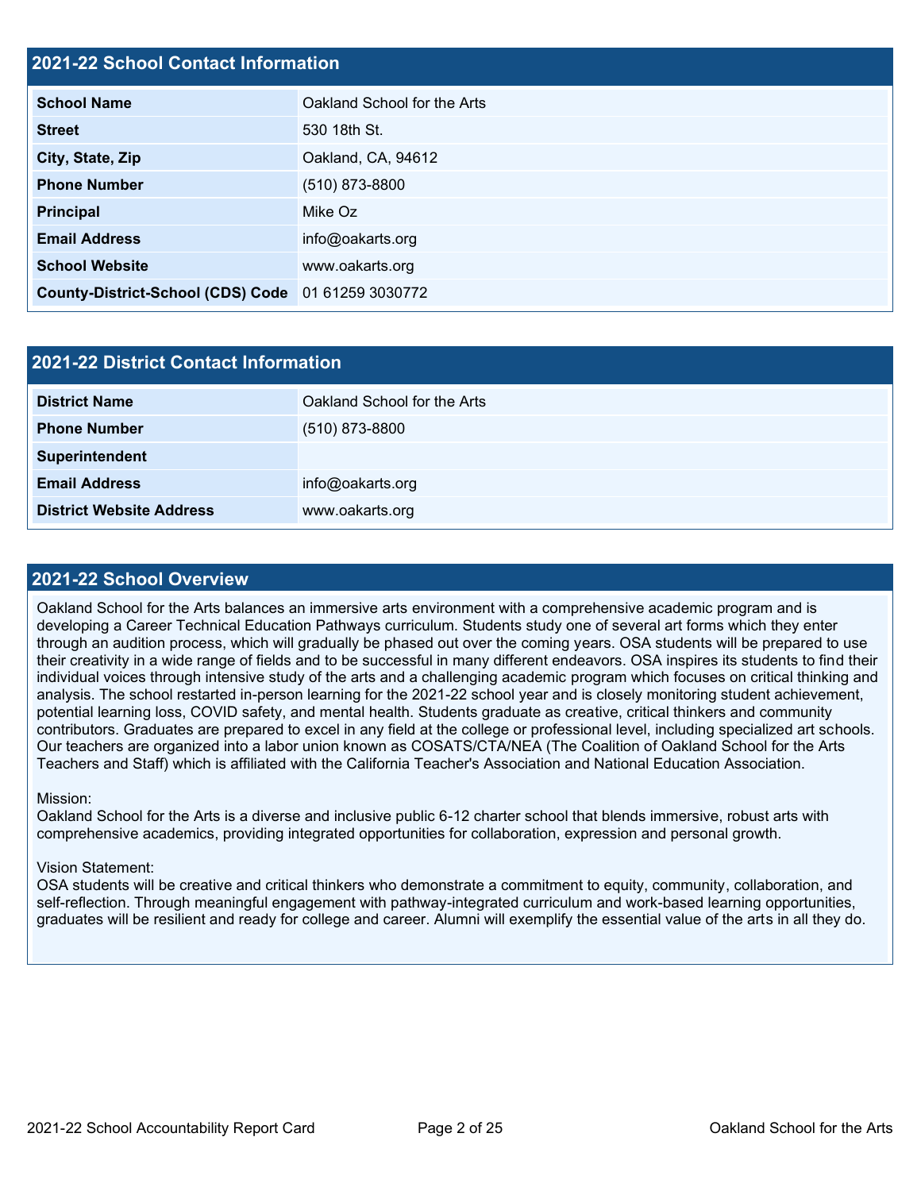## 2021-22 School Contact Information

| 2021-22 School Contact Information | |
|---|---|
| **School Name** | Oakland School for the Arts |
| **Street** | 530 18th St. |
| **City, State, Zip** | Oakland, CA, 94612 |
| **Phone Number** | (510) 873-8800 |
| **Principal** | Mike Oz |
| **Email Address** | info@oakarts.org |
| **School Website** | www.oakarts.org |
| **County-District-School (CDS) Code** | 01 61259 3030772 |

## 2021-22 District Contact Information

| 2021-22 District Contact Information | |
|---|---|
| **District Name** | Oakland School for the Arts |
| **Phone Number** | (510) 873-8800 |
| **Superintendent** | |
| **Email Address** | info@oakarts.org |
| **District Website Address** | www.oakarts.org |

## 2021-22 School Overview

Oakland School for the Arts balances an immersive arts environment with a comprehensive academic program and is developing a Career Technical Education Pathways curriculum. Students study one of several art forms which they enter through an audition process, which will gradually be phased out over the coming years. OSA students will be prepared to use their creativity in a wide range of fields and to be successful in many different endeavors. OSA inspires its students to find their individual voices through intensive study of the arts and a challenging academic program which focuses on critical thinking and analysis. The school restarted in-person learning for the 2021-22 school year and is closely monitoring student achievement, potential learning loss, COVID safety, and mental health. Students graduate as creative, critical thinkers and community contributors. Graduates are prepared to excel in any field at the college or professional level, including specialized art schools. Our teachers are organized into a labor union known as COSATS/CTA/NEA (The Coalition of Oakland School for the Arts Teachers and Staff) which is affiliated with the California Teacher's Association and National Education Association.

Mission:
Oakland School for the Arts is a diverse and inclusive public 6-12 charter school that blends immersive, robust arts with comprehensive academics, providing integrated opportunities for collaboration, expression and personal growth.

Vision Statement:
OSA students will be creative and critical thinkers who demonstrate a commitment to equity, community, collaboration, and self-reflection. Through meaningful engagement with pathway-integrated curriculum and work-based learning opportunities, graduates will be resilient and ready for college and career. Alumni will exemplify the essential value of the arts in all they do.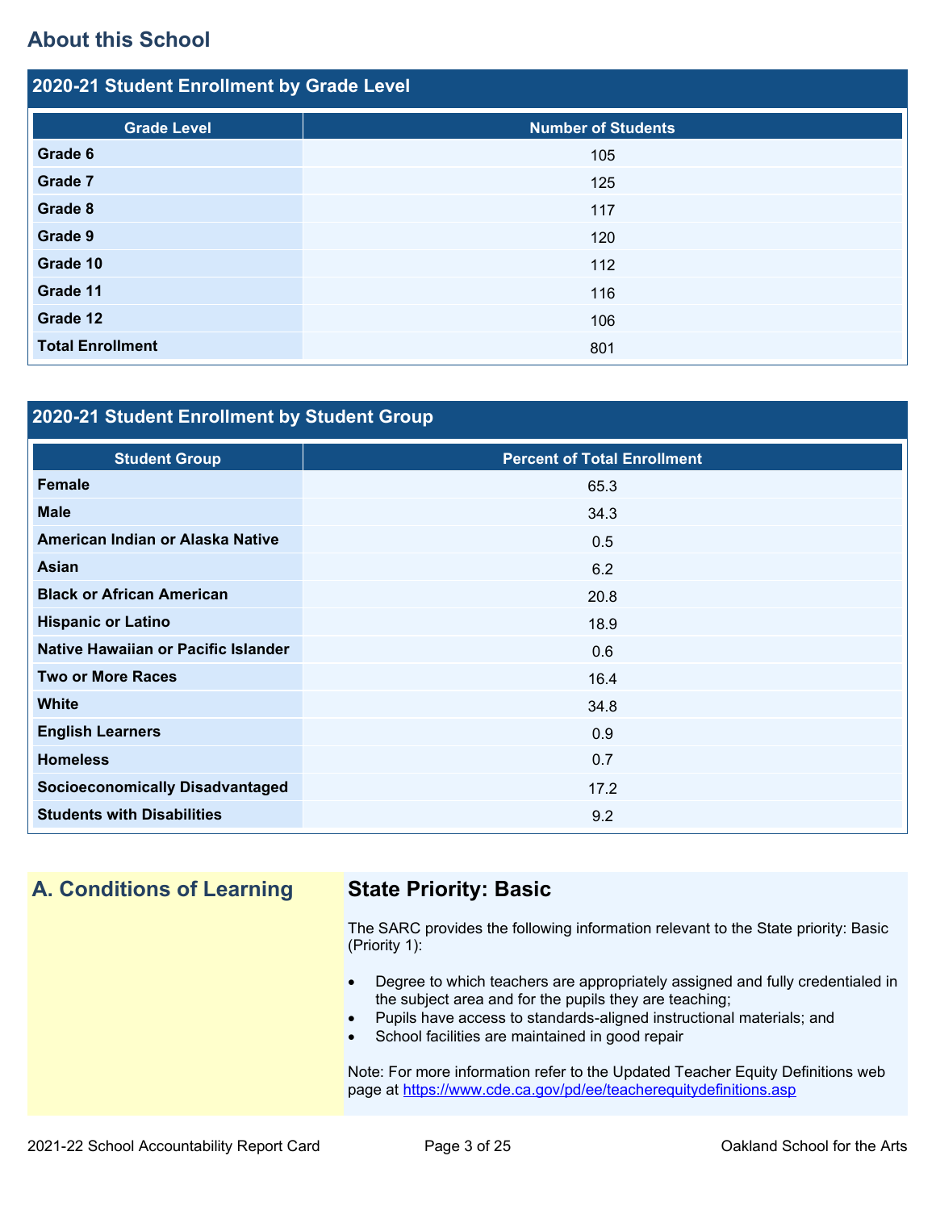## About this School

### 2020-21 Student Enrollment by Grade Level

| Grade Level | Number of Students |
|---|---|
| **Grade 6** | 105 |
| **Grade 7** | 125 |
| **Grade 8** | 117 |
| **Grade 9** | 120 |
| **Grade 10** | 112 |
| **Grade 11** | 116 |
| **Grade 12** | 106 |
| **Total Enrollment** | 801 |

### 2020-21 Student Enrollment by Student Group

| Student Group | Percent of Total Enrollment |
|---|---|
| **Female** | 65.3 |
| **Male** | 34.3 |
| **American Indian or Alaska Native** | 0.5 |
| **Asian** | 6.2 |
| **Black or African American** | 20.8 |
| **Hispanic or Latino** | 18.9 |
| **Native Hawaiian or Pacific Islander** | 0.6 |
| **Two or More Races** | 16.4 |
| **White** | 34.8 |
| **English Learners** | 0.9 |
| **Homeless** | 0.7 |
| **Socioeconomically Disadvantaged** | 17.2 |
| **Students with Disabilities** | 9.2 |

## A. Conditions of Learning

### State Priority: Basic

The SARC provides the following information relevant to the State priority: Basic (Priority 1):

- Degree to which teachers are appropriately assigned and fully credentialed in the subject area and for the pupils they are teaching;
- Pupils have access to standards-aligned instructional materials; and
- School facilities are maintained in good repair

Note: For more information refer to the Updated Teacher Equity Definitions web page at https://www.cde.ca.gov/pd/ee/teacherequitydefinitions.asp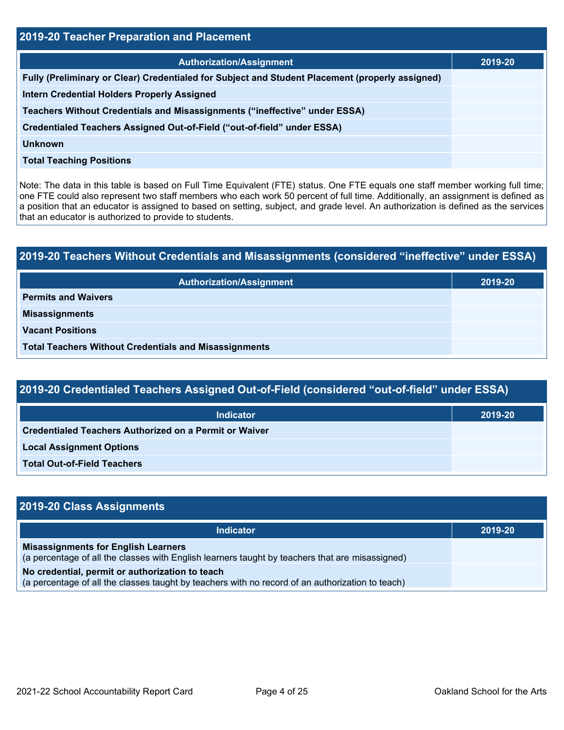## 2019-20 Teacher Preparation and Placement

| Authorization/Assignment | 2019-20 |
| --- | --- |
| Fully (Preliminary or Clear) Credentialed for Subject and Student Placement (properly assigned) | |
| Intern Credential Holders Properly Assigned | |
| Teachers Without Credentials and Misassignments ("ineffective" under ESSA) | |
| Credentialed Teachers Assigned Out-of-Field ("out-of-field" under ESSA) | |
| Unknown | |
| Total Teaching Positions | |

Note: The data in this table is based on Full Time Equivalent (FTE) status. One FTE equals one staff member working full time; one FTE could also represent two staff members who each work 50 percent of full time. Additionally, an assignment is defined as a position that an educator is assigned to based on setting, subject, and grade level. An authorization is defined as the services that an educator is authorized to provide to students.

## 2019-20 Teachers Without Credentials and Misassignments (considered "ineffective" under ESSA)

| Authorization/Assignment | 2019-20 |
| --- | --- |
| Permits and Waivers | |
| Misassignments | |
| Vacant Positions | |
| Total Teachers Without Credentials and Misassignments | |

## 2019-20 Credentialed Teachers Assigned Out-of-Field (considered "out-of-field" under ESSA)

| Indicator | 2019-20 |
| --- | --- |
| Credentialed Teachers Authorized on a Permit or Waiver | |
| Local Assignment Options | |
| Total Out-of-Field Teachers | |

## 2019-20 Class Assignments

| Indicator | 2019-20 |
| --- | --- |
| **Misassignments for English Learners** (a percentage of all the classes with English learners taught by teachers that are misassigned) | |
| **No credential, permit or authorization to teach** (a percentage of all the classes taught by teachers with no record of an authorization to teach) | |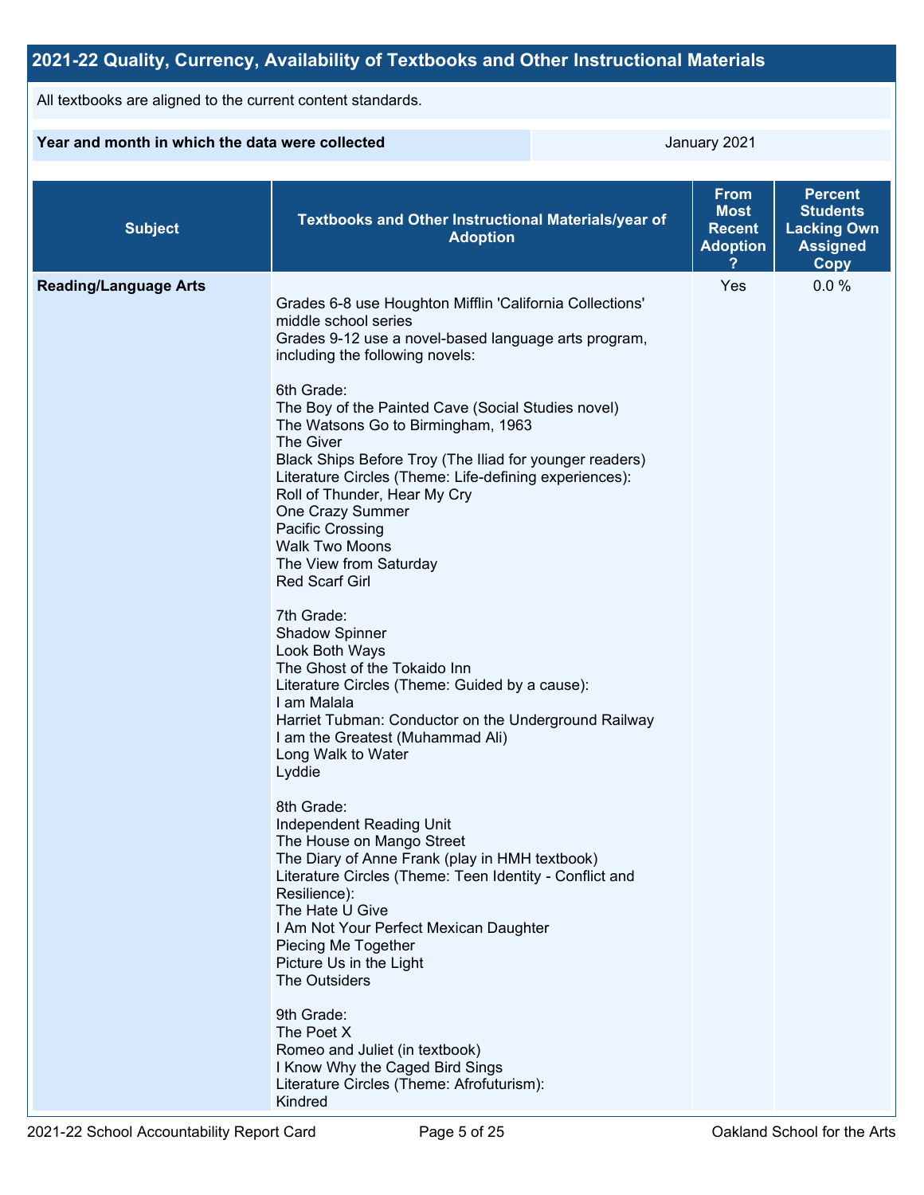## 2021-22 Quality, Currency, Availability of Textbooks and Other Instructional Materials

All textbooks are aligned to the current content standards.

| Year and month in which the data were collected | January 2021 |
| --- | --- |

| Subject | Textbooks and Other Instructional Materials/year of Adoption | From Most Recent Adoption ? | Percent Students Lacking Own Assigned Copy |
| --- | --- | --- | --- |
| **Reading/Language Arts** | Grades 6-8 use Houghton Mifflin 'California Collections' middle school series<br>Grades 9-12 use a novel-based language arts program, including the following novels:<br><br>6th Grade:<br>The Boy of the Painted Cave (Social Studies novel)<br>The Watsons Go to Birmingham, 1963<br>The Giver<br>Black Ships Before Troy (The Iliad for younger readers)<br>Literature Circles (Theme: Life-defining experiences):<br>Roll of Thunder, Hear My Cry<br>One Crazy Summer<br>Pacific Crossing<br>Walk Two Moons<br>The View from Saturday<br>Red Scarf Girl<br><br>7th Grade:<br>Shadow Spinner<br>Look Both Ways<br>The Ghost of the Tokaido Inn<br>Literature Circles (Theme: Guided by a cause):<br>I am Malala<br>Harriet Tubman: Conductor on the Underground Railway<br>I am the Greatest (Muhammad Ali)<br>Long Walk to Water<br>Lyddie<br><br>8th Grade:<br>Independent Reading Unit<br>The House on Mango Street<br>The Diary of Anne Frank (play in HMH textbook)<br>Literature Circles (Theme: Teen Identity - Conflict and Resilience):<br>The Hate U Give<br>I Am Not Your Perfect Mexican Daughter<br>Piecing Me Together<br>Picture Us in the Light<br>The Outsiders<br><br>9th Grade:<br>The Poet X<br>Romeo and Juliet (in textbook)<br>I Know Why the Caged Bird Sings<br>Literature Circles (Theme: Afrofuturism):<br>Kindred | Yes | 0.0 % |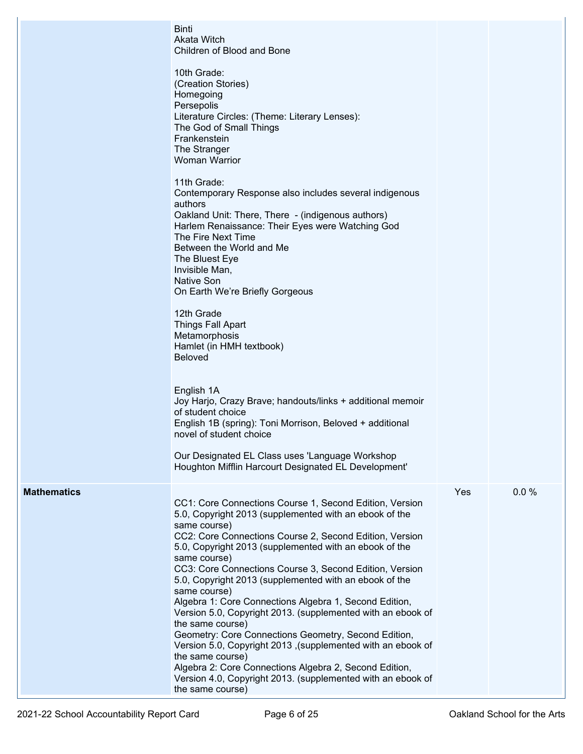| | | | |
|---|---|---|---|
| | Binti<br>Akata Witch<br>Children of Blood and Bone<br><br>10th Grade:<br>(Creation Stories)<br>Homegoing<br>Persepolis<br>Literature Circles: (Theme: Literary Lenses):<br>The God of Small Things<br>Frankenstein<br>The Stranger<br>Woman Warrior<br><br>11th Grade:<br>Contemporary Response also includes several indigenous authors<br>Oakland Unit: There, There - (indigenous authors)<br>Harlem Renaissance: Their Eyes were Watching God<br>The Fire Next Time<br>Between the World and Me<br>The Bluest Eye<br>Invisible Man,<br>Native Son<br>On Earth We're Briefly Gorgeous<br><br>12th Grade<br>Things Fall Apart<br>Metamorphosis<br>Hamlet (in HMH textbook)<br>Beloved<br><br>English 1A<br>Joy Harjo, Crazy Brave; handouts/links + additional memoir of student choice<br>English 1B (spring): Toni Morrison, Beloved + additional novel of student choice<br><br>Our Designated EL Class uses 'Language Workshop Houghton Mifflin Harcourt Designated EL Development' | | |
| **Mathematics** | CC1: Core Connections Course 1, Second Edition, Version 5.0, Copyright 2013 (supplemented with an ebook of the same course)<br>CC2: Core Connections Course 2, Second Edition, Version 5.0, Copyright 2013 (supplemented with an ebook of the same course)<br>CC3: Core Connections Course 3, Second Edition, Version 5.0, Copyright 2013 (supplemented with an ebook of the same course)<br>Algebra 1: Core Connections Algebra 1, Second Edition, Version 5.0, Copyright 2013. (supplemented with an ebook of the same course)<br>Geometry: Core Connections Geometry, Second Edition, Version 5.0, Copyright 2013 ,(supplemented with an ebook of the same course)<br>Algebra 2: Core Connections Algebra 2, Second Edition, Version 4.0, Copyright 2013. (supplemented with an ebook of the same course) | Yes | 0.0 % |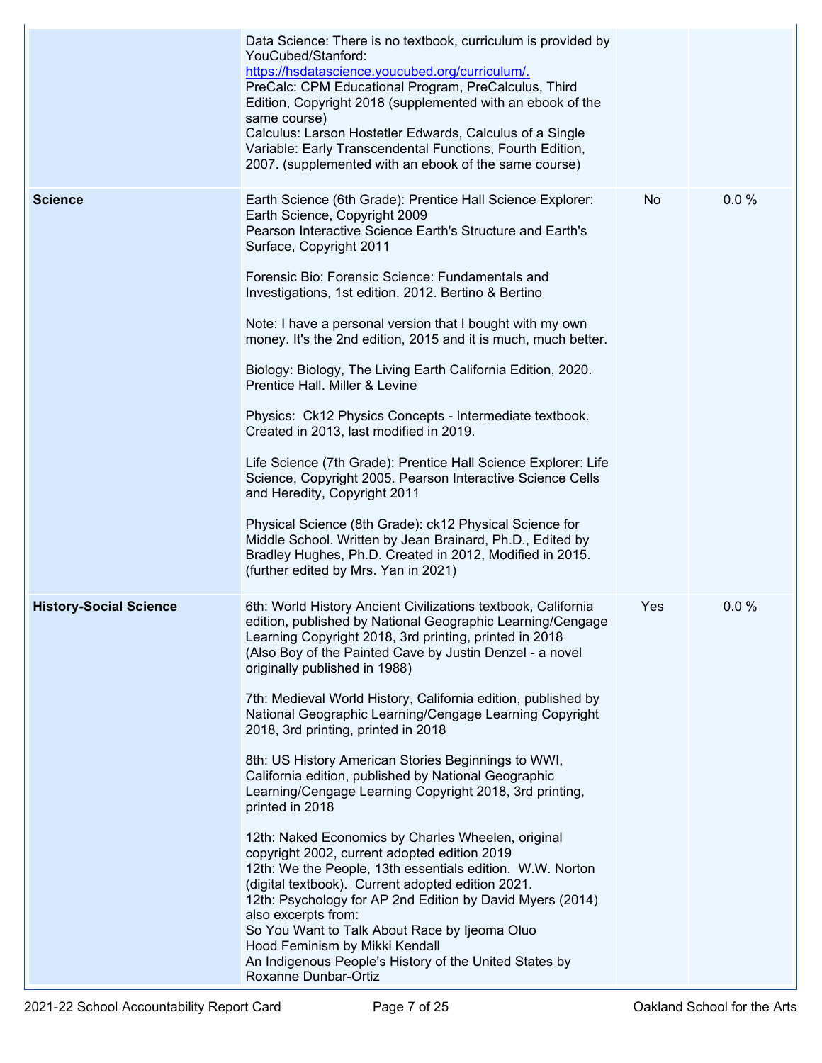| | | | |
|---|---|---|---|
| | Data Science: There is no textbook, curriculum is provided by YouCubed/Stanford: https://hsdatascience.youcubed.org/curriculum/.<br>PreCalc: CPM Educational Program, PreCalculus, Third Edition, Copyright 2018 (supplemented with an ebook of the same course)<br>Calculus: Larson Hostetler Edwards, Calculus of a Single Variable: Early Transcendental Functions, Fourth Edition, 2007. (supplemented with an ebook of the same course) | | |
| **Science** | Earth Science (6th Grade): Prentice Hall Science Explorer: Earth Science, Copyright 2009<br>Pearson Interactive Science Earth's Structure and Earth's Surface, Copyright 2011<br><br>Forensic Bio: Forensic Science: Fundamentals and Investigations, 1st edition. 2012. Bertino & Bertino<br><br>Note: I have a personal version that I bought with my own money. It's the 2nd edition, 2015 and it is much, much better.<br><br>Biology: Biology, The Living Earth California Edition, 2020. Prentice Hall. Miller & Levine<br><br>Physics: Ck12 Physics Concepts - Intermediate textbook. Created in 2013, last modified in 2019.<br><br>Life Science (7th Grade): Prentice Hall Science Explorer: Life Science, Copyright 2005. Pearson Interactive Science Cells and Heredity, Copyright 2011<br><br>Physical Science (8th Grade): ck12 Physical Science for Middle School. Written by Jean Brainard, Ph.D., Edited by Bradley Hughes, Ph.D. Created in 2012, Modified in 2015. (further edited by Mrs. Yan in 2021) | No | 0.0 % |
| **History-Social Science** | 6th: World History Ancient Civilizations textbook, California edition, published by National Geographic Learning/Cengage Learning Copyright 2018, 3rd printing, printed in 2018<br>(Also Boy of the Painted Cave by Justin Denzel - a novel originally published in 1988)<br><br>7th: Medieval World History, California edition, published by National Geographic Learning/Cengage Learning Copyright 2018, 3rd printing, printed in 2018<br><br>8th: US History American Stories Beginnings to WWI, California edition, published by National Geographic Learning/Cengage Learning Copyright 2018, 3rd printing, printed in 2018<br><br>12th: Naked Economics by Charles Wheelen, original copyright 2002, current adopted edition 2019<br>12th: We the People, 13th essentials edition. W.W. Norton (digital textbook). Current adopted edition 2021.<br>12th: Psychology for AP 2nd Edition by David Myers (2014) also excerpts from:<br>So You Want to Talk About Race by Ijeoma Oluo<br>Hood Feminism by Mikki Kendall<br>An Indigenous People's History of the United States by Roxanne Dunbar-Ortiz | Yes | 0.0 % |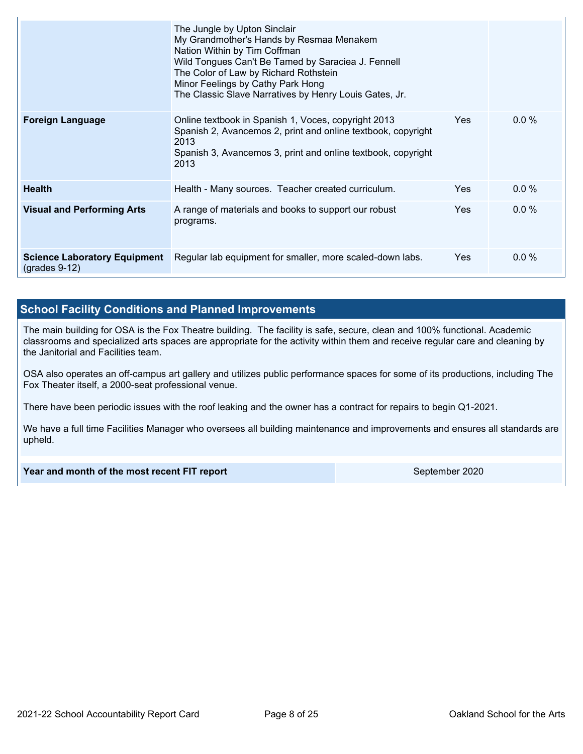| | | | |
|---|---|---|---|
| | The Jungle by Upton Sinclair<br>My Grandmother's Hands by Resmaa Menakem<br>Nation Within by Tim Coffman<br>Wild Tongues Can't Be Tamed by Saraciea J. Fennell<br>The Color of Law by Richard Rothstein<br>Minor Feelings by Cathy Park Hong<br>The Classic Slave Narratives by Henry Louis Gates, Jr. | | |
| **Foreign Language** | Online textbook in Spanish 1, Voces, copyright 2013<br>Spanish 2, Avancemos 2, print and online textbook, copyright 2013<br>Spanish 3, Avancemos 3, print and online textbook, copyright 2013 | Yes | 0.0 % |
| **Health** | Health - Many sources. Teacher created curriculum. | Yes | 0.0 % |
| **Visual and Performing Arts** | A range of materials and books to support our robust programs. | Yes | 0.0 % |
| **Science Laboratory Equipment** (grades 9-12) | Regular lab equipment for smaller, more scaled-down labs. | Yes | 0.0 % |

## School Facility Conditions and Planned Improvements

The main building for OSA is the Fox Theatre building. The facility is safe, secure, clean and 100% functional. Academic classrooms and specialized arts spaces are appropriate for the activity within them and receive regular care and cleaning by the Janitorial and Facilities team.

OSA also operates an off-campus art gallery and utilizes public performance spaces for some of its productions, including The Fox Theater itself, a 2000-seat professional venue.

There have been periodic issues with the roof leaking and the owner has a contract for repairs to begin Q1-2021.

We have a full time Facilities Manager who oversees all building maintenance and improvements and ensures all standards are upheld.

| | |
|---|---|
| **Year and month of the most recent FIT report** | September 2020 |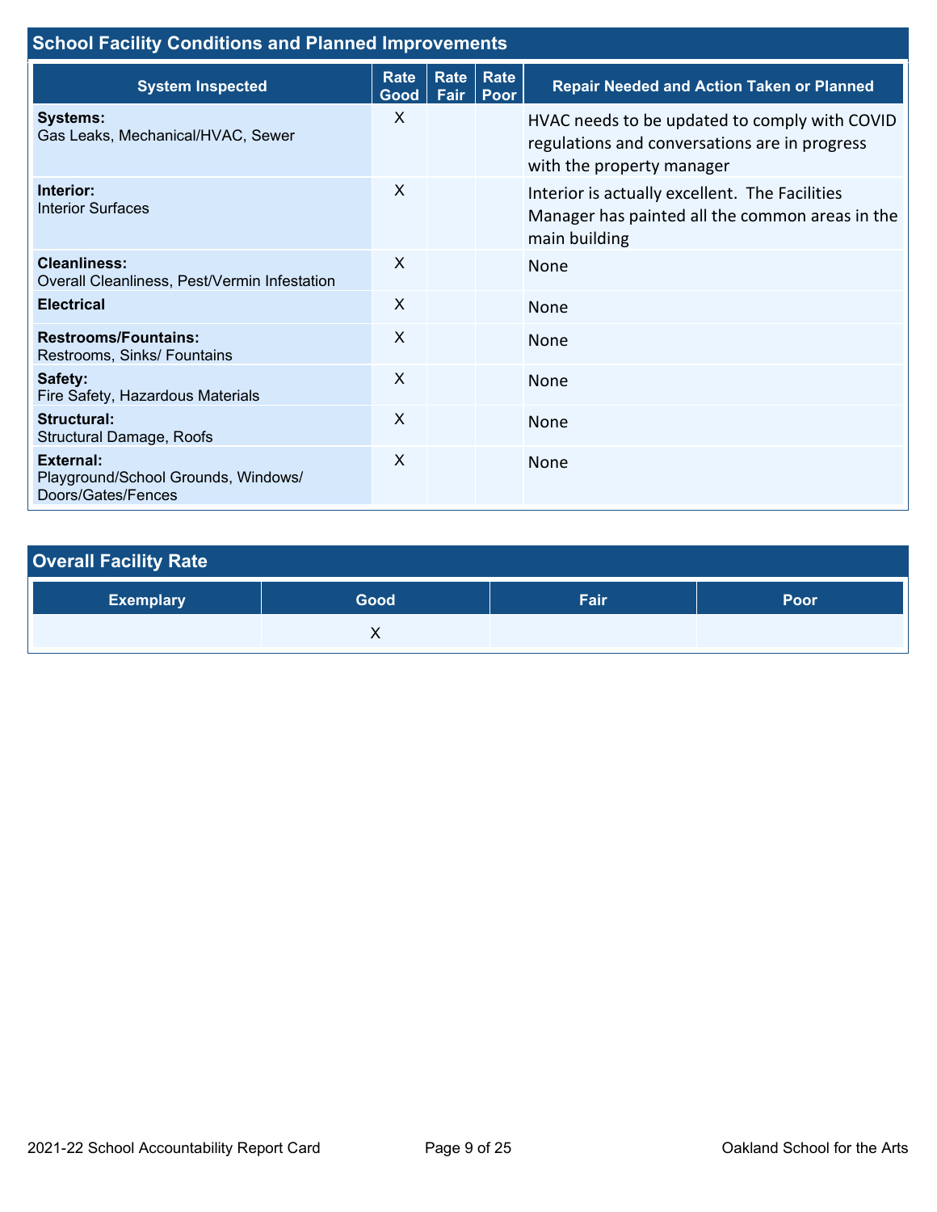## School Facility Conditions and Planned Improvements

| System Inspected | Rate Good | Rate Fair | Rate Poor | Repair Needed and Action Taken or Planned |
|---|---|---|---|---|
| **Systems:** Gas Leaks, Mechanical/HVAC, Sewer | X | | | HVAC needs to be updated to comply with COVID regulations and conversations are in progress with the property manager |
| **Interior:** Interior Surfaces | X | | | Interior is actually excellent. The Facilities Manager has painted all the common areas in the main building |
| **Cleanliness:** Overall Cleanliness, Pest/Vermin Infestation | X | | | None |
| **Electrical** | X | | | None |
| **Restrooms/Fountains:** Restrooms, Sinks/ Fountains | X | | | None |
| **Safety:** Fire Safety, Hazardous Materials | X | | | None |
| **Structural:** Structural Damage, Roofs | X | | | None |
| **External:** Playground/School Grounds, Windows/ Doors/Gates/Fences | X | | | None |

## Overall Facility Rate

| Exemplary | Good | Fair | Poor |
|---|---|---|---|
| | X | | |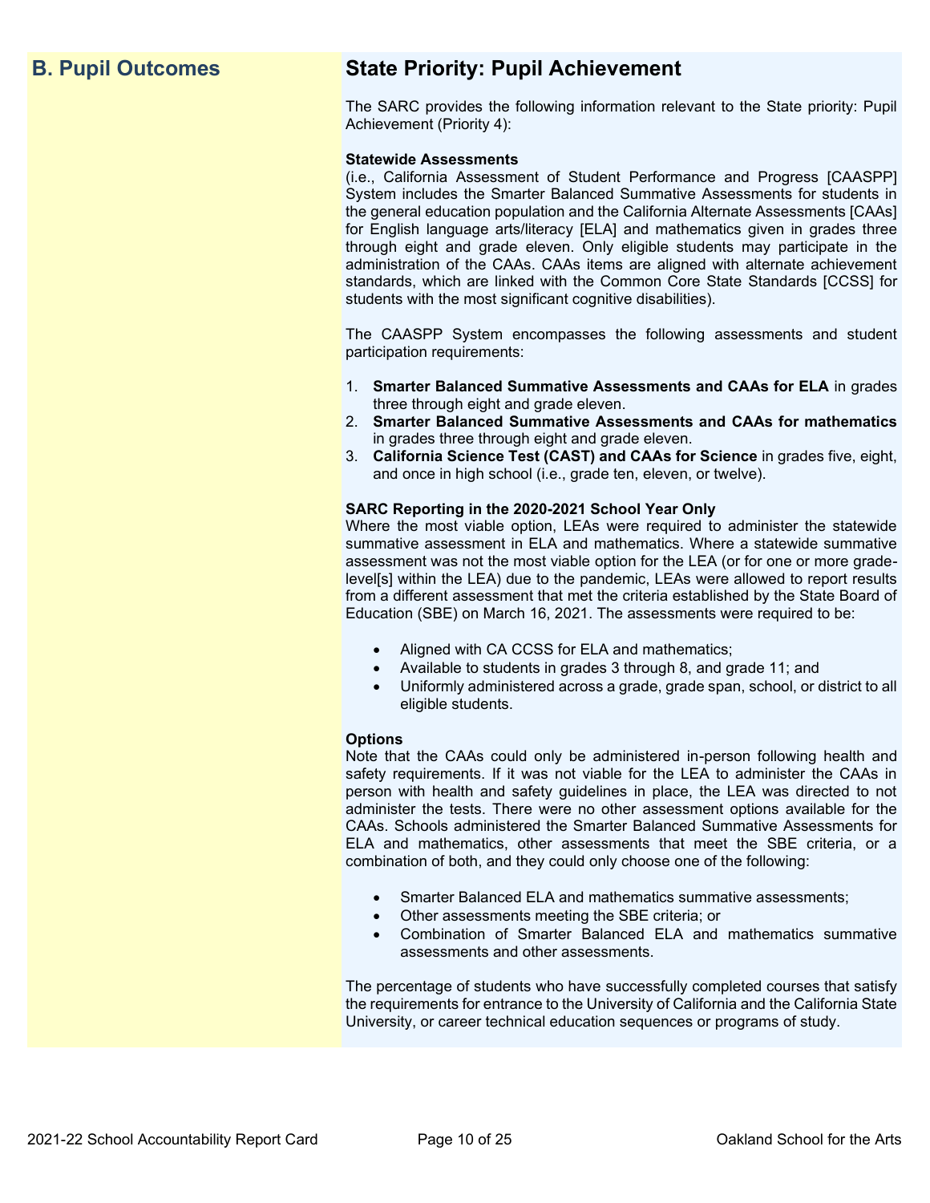## B. Pupil Outcomes

## State Priority: Pupil Achievement

The SARC provides the following information relevant to the State priority: Pupil Achievement (Priority 4):

**Statewide Assessments**
(i.e., California Assessment of Student Performance and Progress [CAASPP] System includes the Smarter Balanced Summative Assessments for students in the general education population and the California Alternate Assessments [CAAs] for English language arts/literacy [ELA] and mathematics given in grades three through eight and grade eleven. Only eligible students may participate in the administration of the CAAs. CAAs items are aligned with alternate achievement standards, which are linked with the Common Core State Standards [CCSS] for students with the most significant cognitive disabilities).

The CAASPP System encompasses the following assessments and student participation requirements:

1. **Smarter Balanced Summative Assessments and CAAs for ELA** in grades three through eight and grade eleven.
2. **Smarter Balanced Summative Assessments and CAAs for mathematics** in grades three through eight and grade eleven.
3. **California Science Test (CAST) and CAAs for Science** in grades five, eight, and once in high school (i.e., grade ten, eleven, or twelve).

**SARC Reporting in the 2020-2021 School Year Only**
Where the most viable option, LEAs were required to administer the statewide summative assessment in ELA and mathematics. Where a statewide summative assessment was not the most viable option for the LEA (or for one or more grade-level[s] within the LEA) due to the pandemic, LEAs were allowed to report results from a different assessment that met the criteria established by the State Board of Education (SBE) on March 16, 2021. The assessments were required to be:

- Aligned with CA CCSS for ELA and mathematics;
- Available to students in grades 3 through 8, and grade 11; and
- Uniformly administered across a grade, grade span, school, or district to all eligible students.

**Options**
Note that the CAAs could only be administered in-person following health and safety requirements. If it was not viable for the LEA to administer the CAAs in person with health and safety guidelines in place, the LEA was directed to not administer the tests. There were no other assessment options available for the CAAs. Schools administered the Smarter Balanced Summative Assessments for ELA and mathematics, other assessments that meet the SBE criteria, or a combination of both, and they could only choose one of the following:

- Smarter Balanced ELA and mathematics summative assessments;
- Other assessments meeting the SBE criteria; or
- Combination of Smarter Balanced ELA and mathematics summative assessments and other assessments.

The percentage of students who have successfully completed courses that satisfy the requirements for entrance to the University of California and the California State University, or career technical education sequences or programs of study.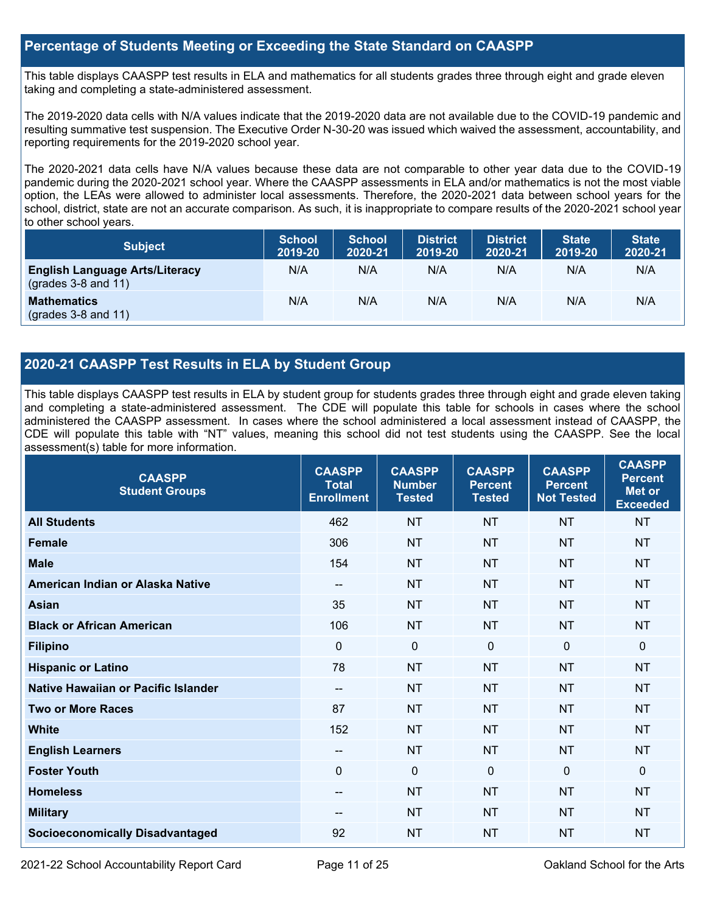## Percentage of Students Meeting or Exceeding the State Standard on CAASPP

This table displays CAASPP test results in ELA and mathematics for all students grades three through eight and grade eleven taking and completing a state-administered assessment.

The 2019-2020 data cells with N/A values indicate that the 2019-2020 data are not available due to the COVID-19 pandemic and resulting summative test suspension. The Executive Order N-30-20 was issued which waived the assessment, accountability, and reporting requirements for the 2019-2020 school year.

The 2020-2021 data cells have N/A values because these data are not comparable to other year data due to the COVID-19 pandemic during the 2020-2021 school year. Where the CAASPP assessments in ELA and/or mathematics is not the most viable option, the LEAs were allowed to administer local assessments. Therefore, the 2020-2021 data between school years for the school, district, state are not an accurate comparison. As such, it is inappropriate to compare results of the 2020-2021 school year to other school years.

| Subject | School 2019-20 | School 2020-21 | District 2019-20 | District 2020-21 | State 2019-20 | State 2020-21 |
|---|---|---|---|---|---|---|
| **English Language Arts/Literacy** (grades 3-8 and 11) | N/A | N/A | N/A | N/A | N/A | N/A |
| **Mathematics** (grades 3-8 and 11) | N/A | N/A | N/A | N/A | N/A | N/A |

## 2020-21 CAASPP Test Results in ELA by Student Group

This table displays CAASPP test results in ELA by student group for students grades three through eight and grade eleven taking and completing a state-administered assessment. The CDE will populate this table for schools in cases where the school administered the CAASPP assessment. In cases where the school administered a local assessment instead of CAASPP, the CDE will populate this table with "NT" values, meaning this school did not test students using the CAASPP. See the local assessment(s) table for more information.

| CAASPP Student Groups | CAASPP Total Enrollment | CAASPP Number Tested | CAASPP Percent Tested | CAASPP Percent Not Tested | CAASPP Percent Met or Exceeded |
|---|---|---|---|---|---|
| **All Students** | 462 | NT | NT | NT | NT |
| **Female** | 306 | NT | NT | NT | NT |
| **Male** | 154 | NT | NT | NT | NT |
| **American Indian or Alaska Native** | -- | NT | NT | NT | NT |
| **Asian** | 35 | NT | NT | NT | NT |
| **Black or African American** | 106 | NT | NT | NT | NT |
| **Filipino** | 0 | 0 | 0 | 0 | 0 |
| **Hispanic or Latino** | 78 | NT | NT | NT | NT |
| **Native Hawaiian or Pacific Islander** | -- | NT | NT | NT | NT |
| **Two or More Races** | 87 | NT | NT | NT | NT |
| **White** | 152 | NT | NT | NT | NT |
| **English Learners** | -- | NT | NT | NT | NT |
| **Foster Youth** | 0 | 0 | 0 | 0 | 0 |
| **Homeless** | -- | NT | NT | NT | NT |
| **Military** | -- | NT | NT | NT | NT |
| **Socioeconomically Disadvantaged** | 92 | NT | NT | NT | NT |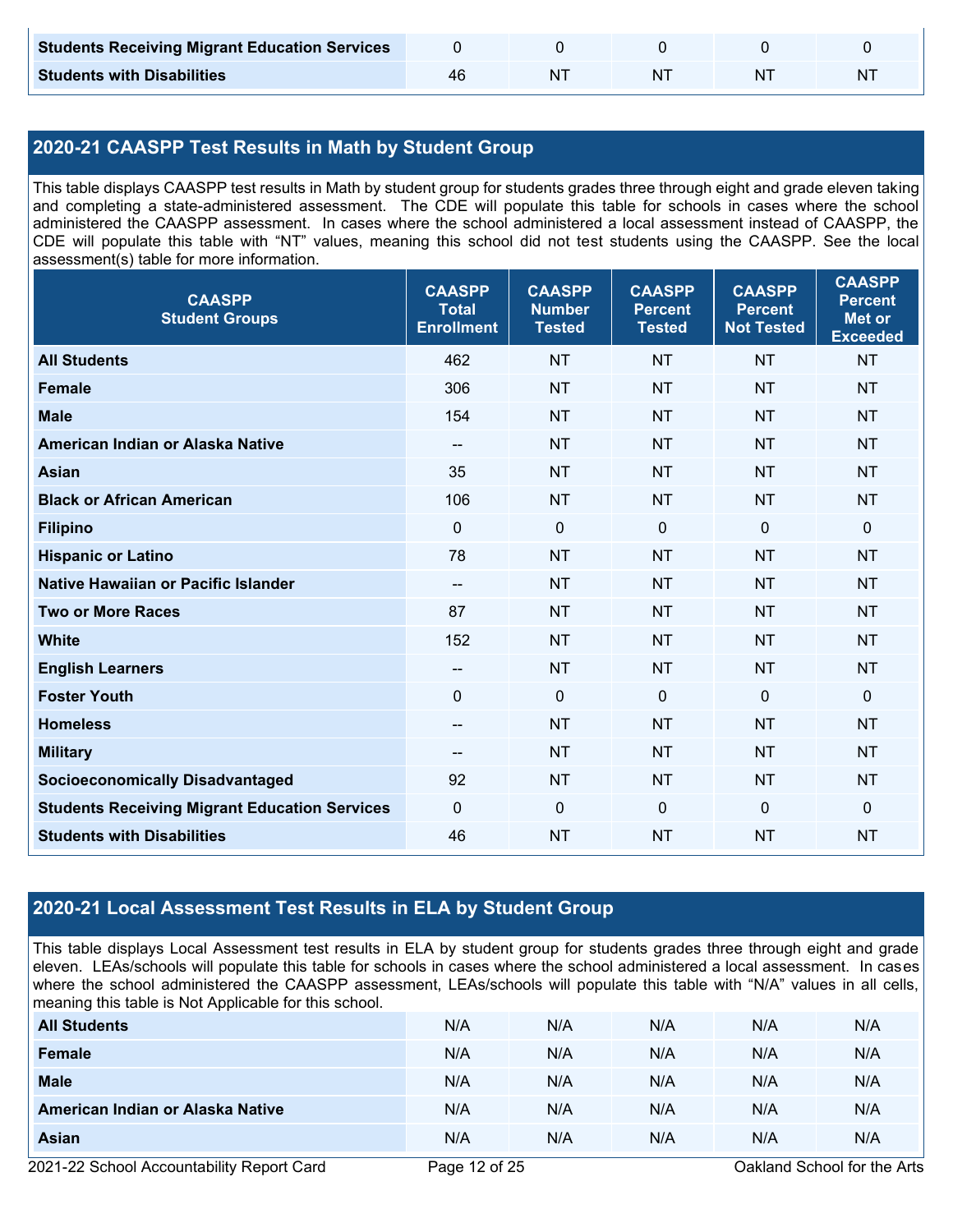| | | | | | |
|---|---|---|---|---|---|
| **Students Receiving Migrant Education Services** | 0 | 0 | 0 | 0 | 0 |
| **Students with Disabilities** | 46 | NT | NT | NT | NT |

## 2020-21 CAASPP Test Results in Math by Student Group

This table displays CAASPP test results in Math by student group for students grades three through eight and grade eleven taking and completing a state-administered assessment. The CDE will populate this table for schools in cases where the school administered the CAASPP assessment. In cases where the school administered a local assessment instead of CAASPP, the CDE will populate this table with "NT" values, meaning this school did not test students using the CAASPP. See the local assessment(s) table for more information.

| CAASPP Student Groups | CAASPP Total Enrollment | CAASPP Number Tested | CAASPP Percent Tested | CAASPP Percent Not Tested | CAASPP Percent Met or Exceeded |
|---|---|---|---|---|---|
| **All Students** | 462 | NT | NT | NT | NT |
| **Female** | 306 | NT | NT | NT | NT |
| **Male** | 154 | NT | NT | NT | NT |
| **American Indian or Alaska Native** | -- | NT | NT | NT | NT |
| **Asian** | 35 | NT | NT | NT | NT |
| **Black or African American** | 106 | NT | NT | NT | NT |
| **Filipino** | 0 | 0 | 0 | 0 | 0 |
| **Hispanic or Latino** | 78 | NT | NT | NT | NT |
| **Native Hawaiian or Pacific Islander** | -- | NT | NT | NT | NT |
| **Two or More Races** | 87 | NT | NT | NT | NT |
| **White** | 152 | NT | NT | NT | NT |
| **English Learners** | -- | NT | NT | NT | NT |
| **Foster Youth** | 0 | 0 | 0 | 0 | 0 |
| **Homeless** | -- | NT | NT | NT | NT |
| **Military** | -- | NT | NT | NT | NT |
| **Socioeconomically Disadvantaged** | 92 | NT | NT | NT | NT |
| **Students Receiving Migrant Education Services** | 0 | 0 | 0 | 0 | 0 |
| **Students with Disabilities** | 46 | NT | NT | NT | NT |

## 2020-21 Local Assessment Test Results in ELA by Student Group

This table displays Local Assessment test results in ELA by student group for students grades three through eight and grade eleven. LEAs/schools will populate this table for schools in cases where the school administered a local assessment. In cases where the school administered the CAASPP assessment, LEAs/schools will populate this table with "N/A" values in all cells, meaning this table is Not Applicable for this school.

| | | | | | |
|---|---|---|---|---|---|
| **All Students** | N/A | N/A | N/A | N/A | N/A |
| **Female** | N/A | N/A | N/A | N/A | N/A |
| **Male** | N/A | N/A | N/A | N/A | N/A |
| **American Indian or Alaska Native** | N/A | N/A | N/A | N/A | N/A |
| **Asian** | N/A | N/A | N/A | N/A | N/A |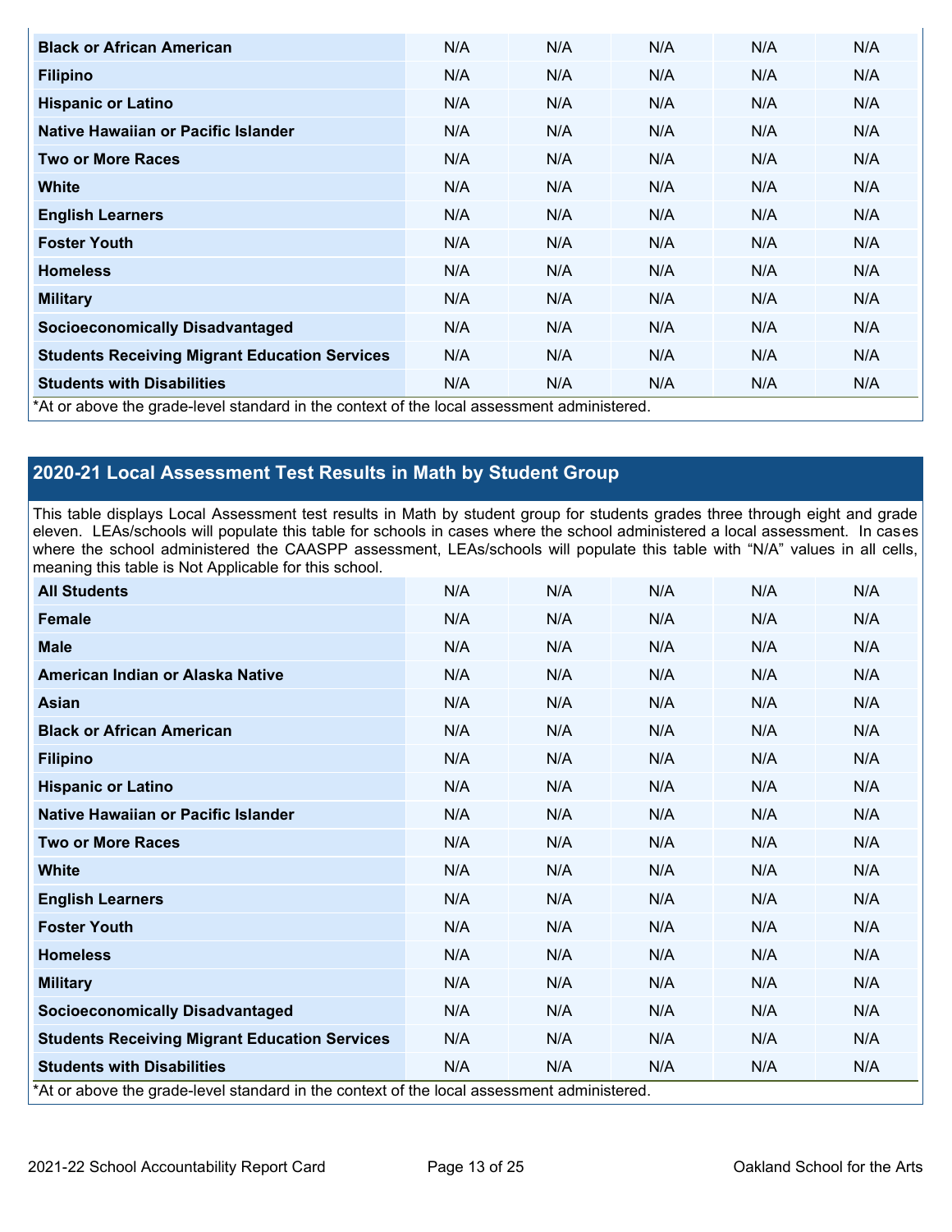| | | | | | |
|---|---|---|---|---|---|
| **Black or African American** | N/A | N/A | N/A | N/A | N/A |
| **Filipino** | N/A | N/A | N/A | N/A | N/A |
| **Hispanic or Latino** | N/A | N/A | N/A | N/A | N/A |
| **Native Hawaiian or Pacific Islander** | N/A | N/A | N/A | N/A | N/A |
| **Two or More Races** | N/A | N/A | N/A | N/A | N/A |
| **White** | N/A | N/A | N/A | N/A | N/A |
| **English Learners** | N/A | N/A | N/A | N/A | N/A |
| **Foster Youth** | N/A | N/A | N/A | N/A | N/A |
| **Homeless** | N/A | N/A | N/A | N/A | N/A |
| **Military** | N/A | N/A | N/A | N/A | N/A |
| **Socioeconomically Disadvantaged** | N/A | N/A | N/A | N/A | N/A |
| **Students Receiving Migrant Education Services** | N/A | N/A | N/A | N/A | N/A |
| **Students with Disabilities** | N/A | N/A | N/A | N/A | N/A |

*At or above the grade-level standard in the context of the local assessment administered.

## 2020-21 Local Assessment Test Results in Math by Student Group

This table displays Local Assessment test results in Math by student group for students grades three through eight and grade eleven. LEAs/schools will populate this table for schools in cases where the school administered a local assessment. In cases where the school administered the CAASPP assessment, LEAs/schools will populate this table with "N/A" values in all cells, meaning this table is Not Applicable for this school.

| | | | | | |
|---|---|---|---|---|---|
| **All Students** | N/A | N/A | N/A | N/A | N/A |
| **Female** | N/A | N/A | N/A | N/A | N/A |
| **Male** | N/A | N/A | N/A | N/A | N/A |
| **American Indian or Alaska Native** | N/A | N/A | N/A | N/A | N/A |
| **Asian** | N/A | N/A | N/A | N/A | N/A |
| **Black or African American** | N/A | N/A | N/A | N/A | N/A |
| **Filipino** | N/A | N/A | N/A | N/A | N/A |
| **Hispanic or Latino** | N/A | N/A | N/A | N/A | N/A |
| **Native Hawaiian or Pacific Islander** | N/A | N/A | N/A | N/A | N/A |
| **Two or More Races** | N/A | N/A | N/A | N/A | N/A |
| **White** | N/A | N/A | N/A | N/A | N/A |
| **English Learners** | N/A | N/A | N/A | N/A | N/A |
| **Foster Youth** | N/A | N/A | N/A | N/A | N/A |
| **Homeless** | N/A | N/A | N/A | N/A | N/A |
| **Military** | N/A | N/A | N/A | N/A | N/A |
| **Socioeconomically Disadvantaged** | N/A | N/A | N/A | N/A | N/A |
| **Students Receiving Migrant Education Services** | N/A | N/A | N/A | N/A | N/A |
| **Students with Disabilities** | N/A | N/A | N/A | N/A | N/A |

*At or above the grade-level standard in the context of the local assessment administered.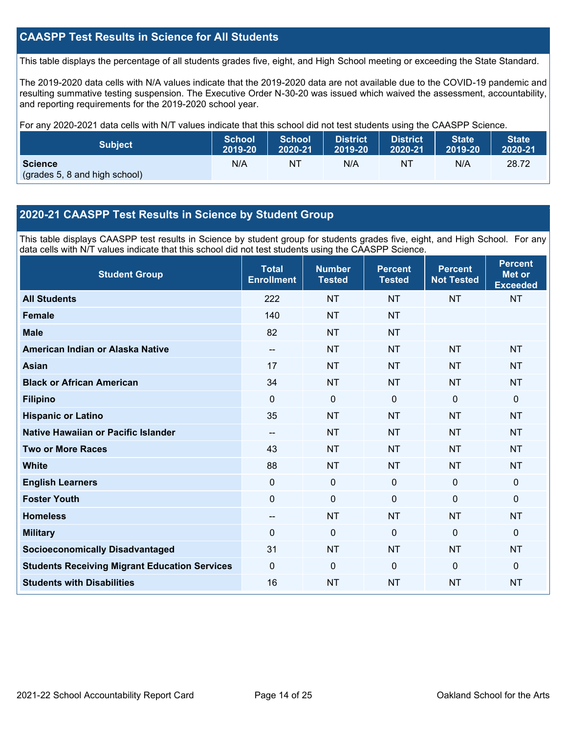## CAASPP Test Results in Science for All Students

This table displays the percentage of all students grades five, eight, and High School meeting or exceeding the State Standard.

The 2019-2020 data cells with N/A values indicate that the 2019-2020 data are not available due to the COVID-19 pandemic and resulting summative testing suspension. The Executive Order N-30-20 was issued which waived the assessment, accountability, and reporting requirements for the 2019-2020 school year.

For any 2020-2021 data cells with N/T values indicate that this school did not test students using the CAASPP Science.

| Subject | School 2019-20 | School 2020-21 | District 2019-20 | District 2020-21 | State 2019-20 | State 2020-21 |
|---|---|---|---|---|---|---|
| **Science** (grades 5, 8 and high school) | N/A | NT | N/A | NT | N/A | 28.72 |

## 2020-21 CAASPP Test Results in Science by Student Group

This table displays CAASPP test results in Science by student group for students grades five, eight, and High School. For any data cells with N/T values indicate that this school did not test students using the CAASPP Science.

| Student Group | Total Enrollment | Number Tested | Percent Tested | Percent Not Tested | Percent Met or Exceeded |
|---|---|---|---|---|---|
| **All Students** | 222 | NT | NT | NT | NT |
| **Female** | 140 | NT | NT | | |
| **Male** | 82 | NT | NT | | |
| **American Indian or Alaska Native** | -- | NT | NT | NT | NT |
| **Asian** | 17 | NT | NT | NT | NT |
| **Black or African American** | 34 | NT | NT | NT | NT |
| **Filipino** | 0 | 0 | 0 | 0 | 0 |
| **Hispanic or Latino** | 35 | NT | NT | NT | NT |
| **Native Hawaiian or Pacific Islander** | -- | NT | NT | NT | NT |
| **Two or More Races** | 43 | NT | NT | NT | NT |
| **White** | 88 | NT | NT | NT | NT |
| **English Learners** | 0 | 0 | 0 | 0 | 0 |
| **Foster Youth** | 0 | 0 | 0 | 0 | 0 |
| **Homeless** | -- | NT | NT | NT | NT |
| **Military** | 0 | 0 | 0 | 0 | 0 |
| **Socioeconomically Disadvantaged** | 31 | NT | NT | NT | NT |
| **Students Receiving Migrant Education Services** | 0 | 0 | 0 | 0 | 0 |
| **Students with Disabilities** | 16 | NT | NT | NT | NT |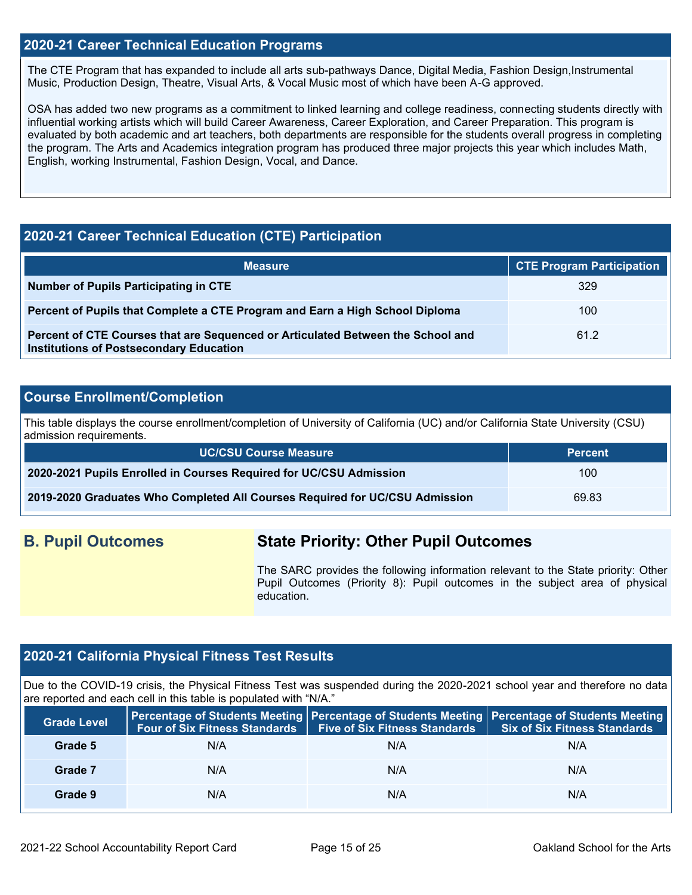## 2020-21 Career Technical Education Programs

The CTE Program that has expanded to include all arts sub-pathways Dance, Digital Media, Fashion Design,Instrumental Music, Production Design, Theatre, Visual Arts, & Vocal Music most of which have been A-G approved.

OSA has added two new programs as a commitment to linked learning and college readiness, connecting students directly with influential working artists which will build Career Awareness, Career Exploration, and Career Preparation. This program is evaluated by both academic and art teachers, both departments are responsible for the students overall progress in completing the program. The Arts and Academics integration program has produced three major projects this year which includes Math, English, working Instrumental, Fashion Design, Vocal, and Dance.

## 2020-21 Career Technical Education (CTE) Participation

| Measure | CTE Program Participation |
|---|---|
| **Number of Pupils Participating in CTE** | 329 |
| **Percent of Pupils that Complete a CTE Program and Earn a High School Diploma** | 100 |
| **Percent of CTE Courses that are Sequenced or Articulated Between the School and Institutions of Postsecondary Education** | 61.2 |

## Course Enrollment/Completion

This table displays the course enrollment/completion of University of California (UC) and/or California State University (CSU) admission requirements.

| UC/CSU Course Measure | Percent |
|---|---|
| **2020-2021 Pupils Enrolled in Courses Required for UC/CSU Admission** | 100 |
| **2019-2020 Graduates Who Completed All Courses Required for UC/CSU Admission** | 69.83 |

# B. Pupil Outcomes

## State Priority: Other Pupil Outcomes

The SARC provides the following information relevant to the State priority: Other Pupil Outcomes (Priority 8): Pupil outcomes in the subject area of physical education.

## 2020-21 California Physical Fitness Test Results

Due to the COVID-19 crisis, the Physical Fitness Test was suspended during the 2020-2021 school year and therefore no data are reported and each cell in this table is populated with "N/A."

| Grade Level | Percentage of Students Meeting Four of Six Fitness Standards | Percentage of Students Meeting Five of Six Fitness Standards | Percentage of Students Meeting Six of Six Fitness Standards |
|---|---|---|---|
| **Grade 5** | N/A | N/A | N/A |
| **Grade 7** | N/A | N/A | N/A |
| **Grade 9** | N/A | N/A | N/A |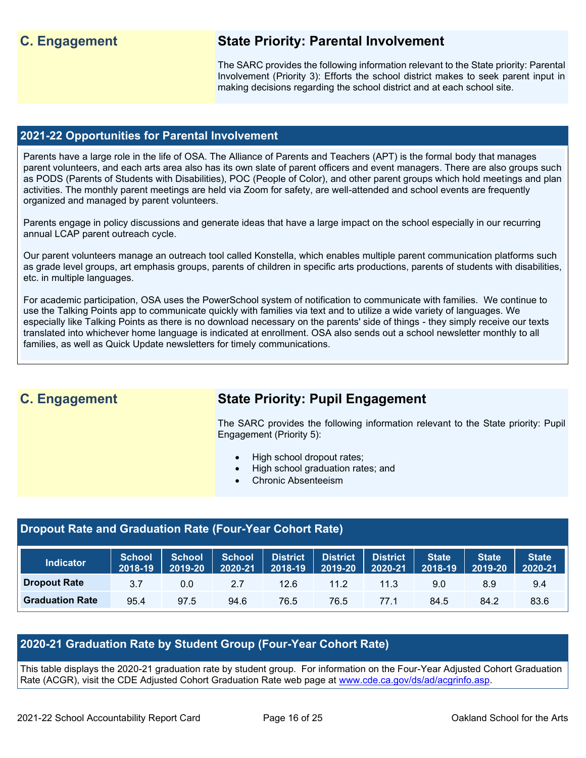## C. Engagement

### State Priority: Parental Involvement

The SARC provides the following information relevant to the State priority: Parental Involvement (Priority 3): Efforts the school district makes to seek parent input in making decisions regarding the school district and at each school site.

### 2021-22 Opportunities for Parental Involvement

Parents have a large role in the life of OSA. The Alliance of Parents and Teachers (APT) is the formal body that manages parent volunteers, and each arts area also has its own slate of parent officers and event managers. There are also groups such as PODS (Parents of Students with Disabilities), POC (People of Color), and other parent groups which hold meetings and plan activities. The monthly parent meetings are held via Zoom for safety, are well-attended and school events are frequently organized and managed by parent volunteers.

Parents engage in policy discussions and generate ideas that have a large impact on the school especially in our recurring annual LCAP parent outreach cycle.

Our parent volunteers manage an outreach tool called Konstella, which enables multiple parent communication platforms such as grade level groups, art emphasis groups, parents of children in specific arts productions, parents of students with disabilities, etc. in multiple languages.

For academic participation, OSA uses the PowerSchool system of notification to communicate with families. We continue to use the Talking Points app to communicate quickly with families via text and to utilize a wide variety of languages. We especially like Talking Points as there is no download necessary on the parents' side of things - they simply receive our texts translated into whichever home language is indicated at enrollment. OSA also sends out a school newsletter monthly to all families, as well as Quick Update newsletters for timely communications.

## C. Engagement

### State Priority: Pupil Engagement

The SARC provides the following information relevant to the State priority: Pupil Engagement (Priority 5):

- High school dropout rates;
- High school graduation rates; and
- Chronic Absenteeism

### Dropout Rate and Graduation Rate (Four-Year Cohort Rate)

| Indicator | School 2018-19 | School 2019-20 | School 2020-21 | District 2018-19 | District 2019-20 | District 2020-21 | State 2018-19 | State 2019-20 | State 2020-21 |
|---|---|---|---|---|---|---|---|---|---|
| Dropout Rate | 3.7 | 0.0 | 2.7 | 12.6 | 11.2 | 11.3 | 9.0 | 8.9 | 9.4 |
| Graduation Rate | 95.4 | 97.5 | 94.6 | 76.5 | 76.5 | 77.1 | 84.5 | 84.2 | 83.6 |

### 2020-21 Graduation Rate by Student Group (Four-Year Cohort Rate)

This table displays the 2020-21 graduation rate by student group. For information on the Four-Year Adjusted Cohort Graduation Rate (ACGR), visit the CDE Adjusted Cohort Graduation Rate web page at www.cde.ca.gov/ds/ad/acgrinfo.asp.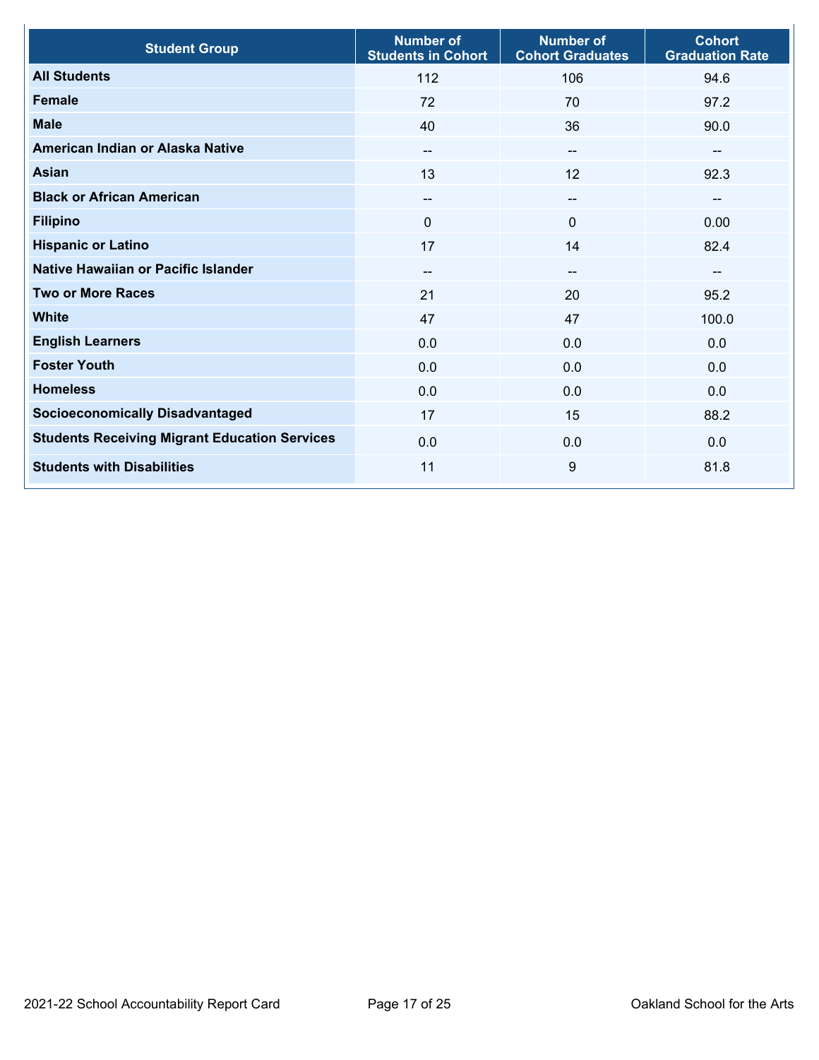| Student Group | Number of Students in Cohort | Number of Cohort Graduates | Cohort Graduation Rate |
| --- | --- | --- | --- |
| **All Students** | 112 | 106 | 94.6 |
| **Female** | 72 | 70 | 97.2 |
| **Male** | 40 | 36 | 90.0 |
| **American Indian or Alaska Native** | -- | -- | -- |
| **Asian** | 13 | 12 | 92.3 |
| **Black or African American** | -- | -- | -- |
| **Filipino** | 0 | 0 | 0.00 |
| **Hispanic or Latino** | 17 | 14 | 82.4 |
| **Native Hawaiian or Pacific Islander** | -- | -- | -- |
| **Two or More Races** | 21 | 20 | 95.2 |
| **White** | 47 | 47 | 100.0 |
| **English Learners** | 0.0 | 0.0 | 0.0 |
| **Foster Youth** | 0.0 | 0.0 | 0.0 |
| **Homeless** | 0.0 | 0.0 | 0.0 |
| **Socioeconomically Disadvantaged** | 17 | 15 | 88.2 |
| **Students Receiving Migrant Education Services** | 0.0 | 0.0 | 0.0 |
| **Students with Disabilities** | 11 | 9 | 81.8 |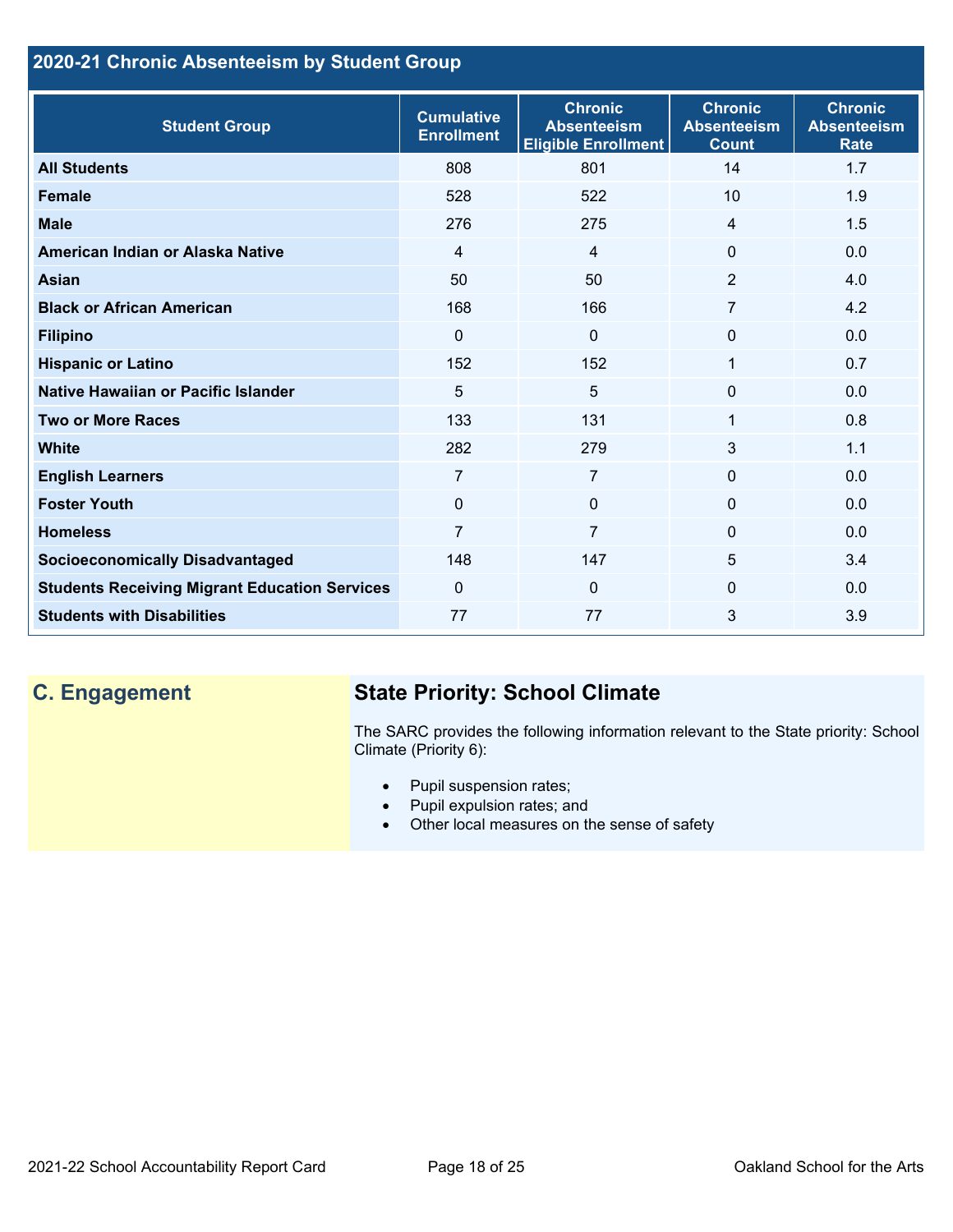## 2020-21 Chronic Absenteeism by Student Group

| Student Group | Cumulative Enrollment | Chronic Absenteeism Eligible Enrollment | Chronic Absenteeism Count | Chronic Absenteeism Rate |
|---|---|---|---|---|
| **All Students** | 808 | 801 | 14 | 1.7 |
| **Female** | 528 | 522 | 10 | 1.9 |
| **Male** | 276 | 275 | 4 | 1.5 |
| **American Indian or Alaska Native** | 4 | 4 | 0 | 0.0 |
| **Asian** | 50 | 50 | 2 | 4.0 |
| **Black or African American** | 168 | 166 | 7 | 4.2 |
| **Filipino** | 0 | 0 | 0 | 0.0 |
| **Hispanic or Latino** | 152 | 152 | 1 | 0.7 |
| **Native Hawaiian or Pacific Islander** | 5 | 5 | 0 | 0.0 |
| **Two or More Races** | 133 | 131 | 1 | 0.8 |
| **White** | 282 | 279 | 3 | 1.1 |
| **English Learners** | 7 | 7 | 0 | 0.0 |
| **Foster Youth** | 0 | 0 | 0 | 0.0 |
| **Homeless** | 7 | 7 | 0 | 0.0 |
| **Socioeconomically Disadvantaged** | 148 | 147 | 5 | 3.4 |
| **Students Receiving Migrant Education Services** | 0 | 0 | 0 | 0.0 |
| **Students with Disabilities** | 77 | 77 | 3 | 3.9 |

## C. Engagement

### State Priority: School Climate

The SARC provides the following information relevant to the State priority: School Climate (Priority 6):

- Pupil suspension rates;
- Pupil expulsion rates; and
- Other local measures on the sense of safety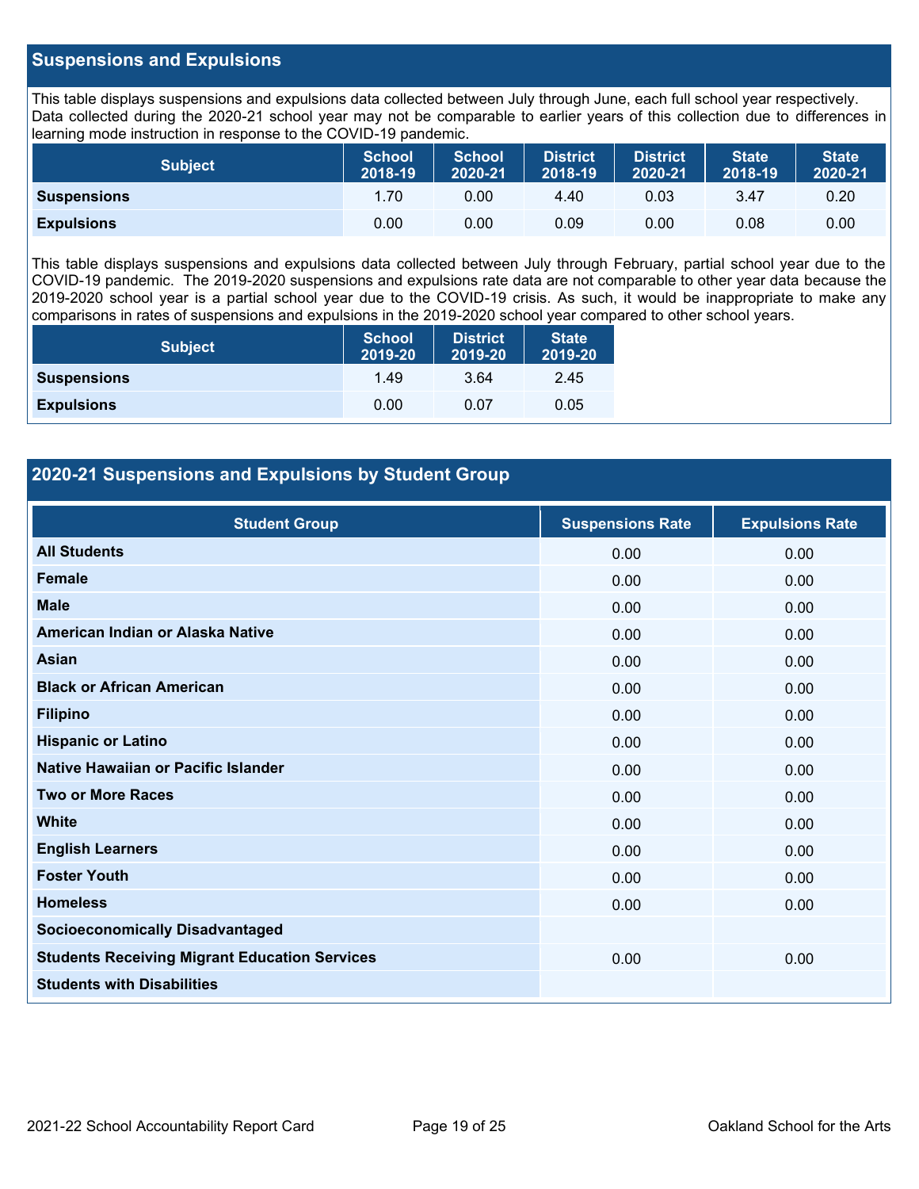## Suspensions and Expulsions

This table displays suspensions and expulsions data collected between July through June, each full school year respectively. Data collected during the 2020-21 school year may not be comparable to earlier years of this collection due to differences in learning mode instruction in response to the COVID-19 pandemic.

| Subject | School 2018-19 | School 2020-21 | District 2018-19 | District 2020-21 | State 2018-19 | State 2020-21 |
|---|---|---|---|---|---|---|
| **Suspensions** | 1.70 | 0.00 | 4.40 | 0.03 | 3.47 | 0.20 |
| **Expulsions** | 0.00 | 0.00 | 0.09 | 0.00 | 0.08 | 0.00 |

This table displays suspensions and expulsions data collected between July through February, partial school year due to the COVID-19 pandemic. The 2019-2020 suspensions and expulsions rate data are not comparable to other year data because the 2019-2020 school year is a partial school year due to the COVID-19 crisis. As such, it would be inappropriate to make any comparisons in rates of suspensions and expulsions in the 2019-2020 school year compared to other school years.

| Subject | School 2019-20 | District 2019-20 | State 2019-20 |
|---|---|---|---|
| **Suspensions** | 1.49 | 3.64 | 2.45 |
| **Expulsions** | 0.00 | 0.07 | 0.05 |

## 2020-21 Suspensions and Expulsions by Student Group

| Student Group | Suspensions Rate | Expulsions Rate |
|---|---|---|
| **All Students** | 0.00 | 0.00 |
| **Female** | 0.00 | 0.00 |
| **Male** | 0.00 | 0.00 |
| **American Indian or Alaska Native** | 0.00 | 0.00 |
| **Asian** | 0.00 | 0.00 |
| **Black or African American** | 0.00 | 0.00 |
| **Filipino** | 0.00 | 0.00 |
| **Hispanic or Latino** | 0.00 | 0.00 |
| **Native Hawaiian or Pacific Islander** | 0.00 | 0.00 |
| **Two or More Races** | 0.00 | 0.00 |
| **White** | 0.00 | 0.00 |
| **English Learners** | 0.00 | 0.00 |
| **Foster Youth** | 0.00 | 0.00 |
| **Homeless** | 0.00 | 0.00 |
| **Socioeconomically Disadvantaged** | | |
| **Students Receiving Migrant Education Services** | 0.00 | 0.00 |
| **Students with Disabilities** | | |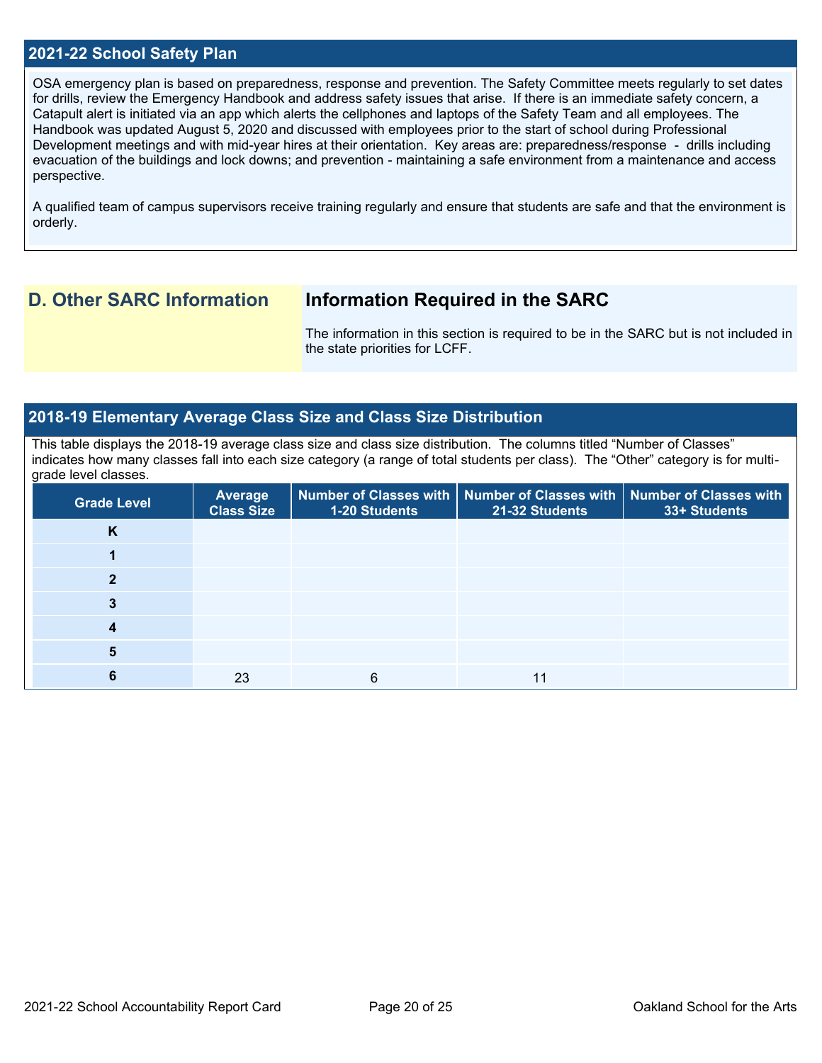## 2021-22 School Safety Plan

OSA emergency plan is based on preparedness, response and prevention. The Safety Committee meets regularly to set dates for drills, review the Emergency Handbook and address safety issues that arise. If there is an immediate safety concern, a Catapult alert is initiated via an app which alerts the cellphones and laptops of the Safety Team and all employees. The Handbook was updated August 5, 2020 and discussed with employees prior to the start of school during Professional Development meetings and with mid-year hires at their orientation. Key areas are: preparedness/response - drills including evacuation of the buildings and lock downs; and prevention - maintaining a safe environment from a maintenance and access perspective.

A qualified team of campus supervisors receive training regularly and ensure that students are safe and that the environment is orderly.

## D. Other SARC Information

### Information Required in the SARC

The information in this section is required to be in the SARC but is not included in the state priorities for LCFF.

## 2018-19 Elementary Average Class Size and Class Size Distribution

This table displays the 2018-19 average class size and class size distribution. The columns titled "Number of Classes" indicates how many classes fall into each size category (a range of total students per class). The "Other" category is for multi-grade level classes.

| Grade Level | Average Class Size | Number of Classes with 1-20 Students | Number of Classes with 21-32 Students | Number of Classes with 33+ Students |
|---|---|---|---|---|
| K | | | | |
| 1 | | | | |
| 2 | | | | |
| 3 | | | | |
| 4 | | | | |
| 5 | | | | |
| 6 | 23 | 6 | 11 | |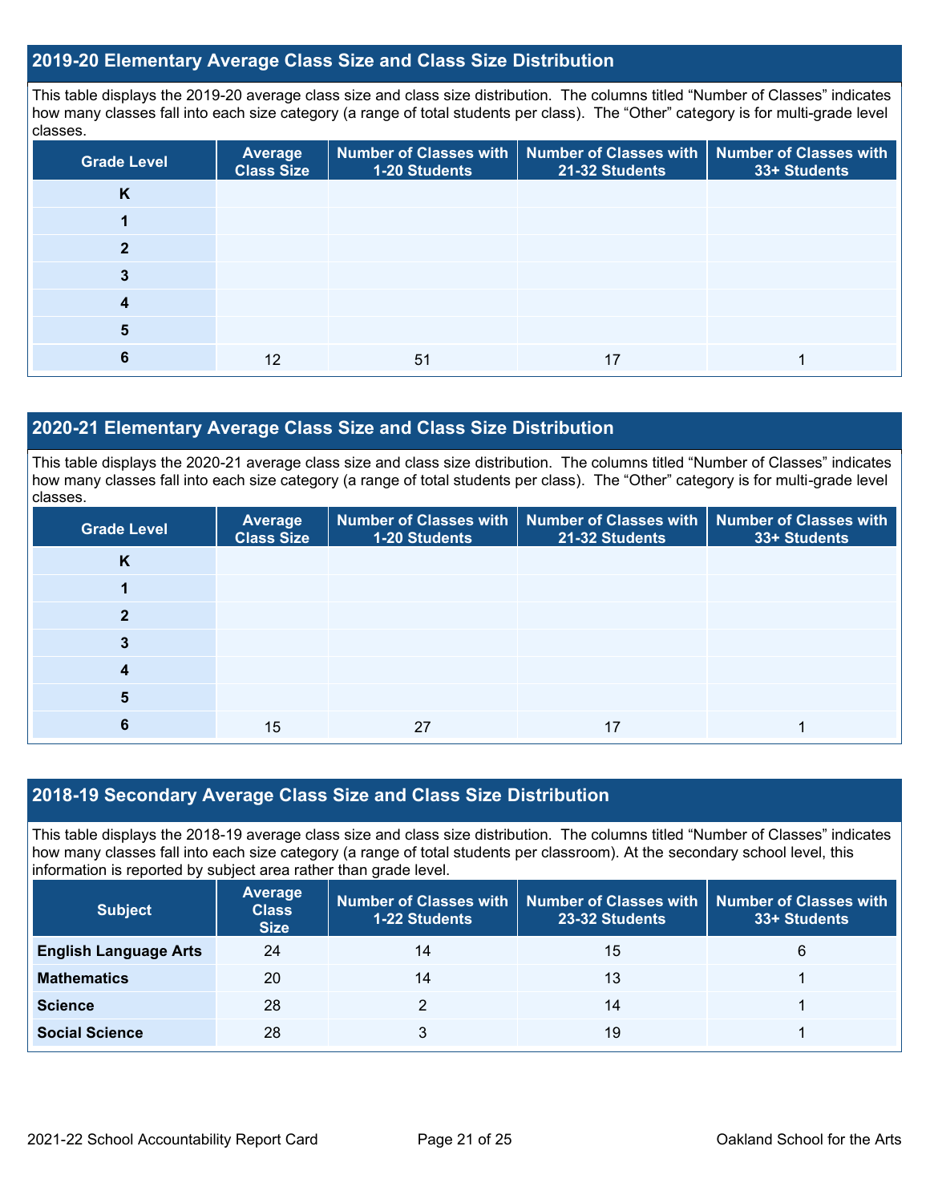## 2019-20 Elementary Average Class Size and Class Size Distribution

This table displays the 2019-20 average class size and class size distribution. The columns titled "Number of Classes" indicates how many classes fall into each size category (a range of total students per class). The "Other" category is for multi-grade level classes.

| Grade Level | Average Class Size | Number of Classes with 1-20 Students | Number of Classes with 21-32 Students | Number of Classes with 33+ Students |
|---|---|---|---|---|
| K | | | | |
| 1 | | | | |
| 2 | | | | |
| 3 | | | | |
| 4 | | | | |
| 5 | | | | |
| 6 | 12 | 51 | 17 | 1 |

## 2020-21 Elementary Average Class Size and Class Size Distribution

This table displays the 2020-21 average class size and class size distribution. The columns titled "Number of Classes" indicates how many classes fall into each size category (a range of total students per class). The "Other" category is for multi-grade level classes.

| Grade Level | Average Class Size | Number of Classes with 1-20 Students | Number of Classes with 21-32 Students | Number of Classes with 33+ Students |
|---|---|---|---|---|
| K | | | | |
| 1 | | | | |
| 2 | | | | |
| 3 | | | | |
| 4 | | | | |
| 5 | | | | |
| 6 | 15 | 27 | 17 | 1 |

## 2018-19 Secondary Average Class Size and Class Size Distribution

This table displays the 2018-19 average class size and class size distribution. The columns titled "Number of Classes" indicates how many classes fall into each size category (a range of total students per classroom). At the secondary school level, this information is reported by subject area rather than grade level.

| Subject | Average Class Size | Number of Classes with 1-22 Students | Number of Classes with 23-32 Students | Number of Classes with 33+ Students |
|---|---|---|---|---|
| English Language Arts | 24 | 14 | 15 | 6 |
| Mathematics | 20 | 14 | 13 | 1 |
| Science | 28 | 2 | 14 | 1 |
| Social Science | 28 | 3 | 19 | 1 |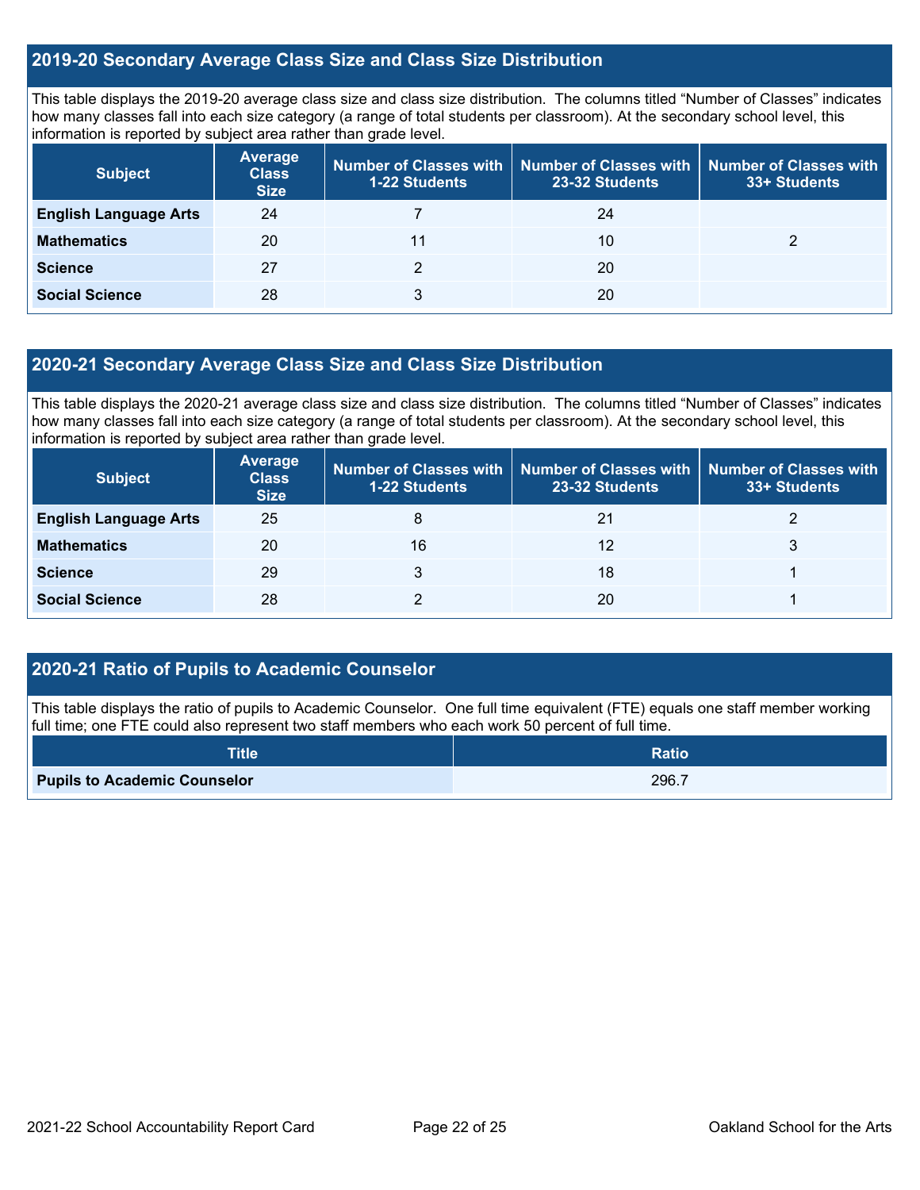## 2019-20 Secondary Average Class Size and Class Size Distribution

This table displays the 2019-20 average class size and class size distribution. The columns titled "Number of Classes" indicates how many classes fall into each size category (a range of total students per classroom). At the secondary school level, this information is reported by subject area rather than grade level.

| Subject | Average Class Size | Number of Classes with 1-22 Students | Number of Classes with 23-32 Students | Number of Classes with 33+ Students |
|---|---|---|---|---|
| English Language Arts | 24 | 7 | 24 | |
| Mathematics | 20 | 11 | 10 | 2 |
| Science | 27 | 2 | 20 | |
| Social Science | 28 | 3 | 20 | |

## 2020-21 Secondary Average Class Size and Class Size Distribution

This table displays the 2020-21 average class size and class size distribution. The columns titled "Number of Classes" indicates how many classes fall into each size category (a range of total students per classroom). At the secondary school level, this information is reported by subject area rather than grade level.

| Subject | Average Class Size | Number of Classes with 1-22 Students | Number of Classes with 23-32 Students | Number of Classes with 33+ Students |
|---|---|---|---|---|
| English Language Arts | 25 | 8 | 21 | 2 |
| Mathematics | 20 | 16 | 12 | 3 |
| Science | 29 | 3 | 18 | 1 |
| Social Science | 28 | 2 | 20 | 1 |

## 2020-21 Ratio of Pupils to Academic Counselor

This table displays the ratio of pupils to Academic Counselor. One full time equivalent (FTE) equals one staff member working full time; one FTE could also represent two staff members who each work 50 percent of full time.

| Title | Ratio |
|---|---|
| Pupils to Academic Counselor | 296.7 |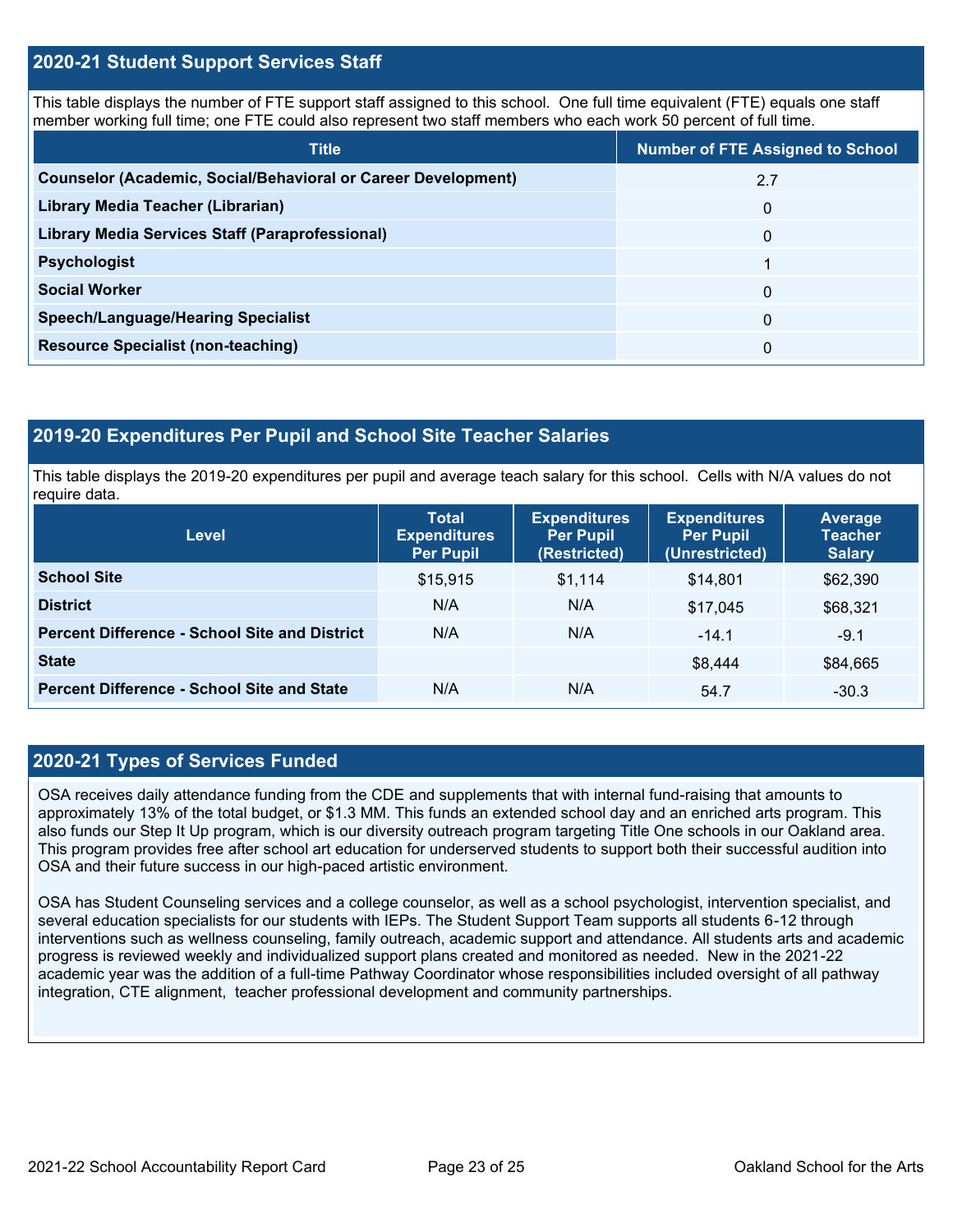## 2020-21 Student Support Services Staff

This table displays the number of FTE support staff assigned to this school. One full time equivalent (FTE) equals one staff member working full time; one FTE could also represent two staff members who each work 50 percent of full time.

| Title | Number of FTE Assigned to School |
|---|---|
| **Counselor (Academic, Social/Behavioral or Career Development)** | 2.7 |
| **Library Media Teacher (Librarian)** | 0 |
| **Library Media Services Staff (Paraprofessional)** | 0 |
| **Psychologist** | 1 |
| **Social Worker** | 0 |
| **Speech/Language/Hearing Specialist** | 0 |
| **Resource Specialist (non-teaching)** | 0 |

## 2019-20 Expenditures Per Pupil and School Site Teacher Salaries

This table displays the 2019-20 expenditures per pupil and average teach salary for this school. Cells with N/A values do not require data.

| Level | Total Expenditures Per Pupil | Expenditures Per Pupil (Restricted) | Expenditures Per Pupil (Unrestricted) | Average Teacher Salary |
|---|---|---|---|---|
| **School Site** | $15,915 | $1,114 | $14,801 | $62,390 |
| **District** | N/A | N/A | $17,045 | $68,321 |
| **Percent Difference - School Site and District** | N/A | N/A | -14.1 | -9.1 |
| **State** | | | $8,444 | $84,665 |
| **Percent Difference - School Site and State** | N/A | N/A | 54.7 | -30.3 |

## 2020-21 Types of Services Funded

OSA receives daily attendance funding from the CDE and supplements that with internal fund-raising that amounts to approximately 13% of the total budget, or $1.3 MM. This funds an extended school day and an enriched arts program. This also funds our Step It Up program, which is our diversity outreach program targeting Title One schools in our Oakland area. This program provides free after school art education for underserved students to support both their successful audition into OSA and their future success in our high-paced artistic environment.

OSA has Student Counseling services and a college counselor, as well as a school psychologist, intervention specialist, and several education specialists for our students with IEPs. The Student Support Team supports all students 6-12 through interventions such as wellness counseling, family outreach, academic support and attendance. All students arts and academic progress is reviewed weekly and individualized support plans created and monitored as needed. New in the 2021-22 academic year was the addition of a full-time Pathway Coordinator whose responsibilities included oversight of all pathway integration, CTE alignment, teacher professional development and community partnerships.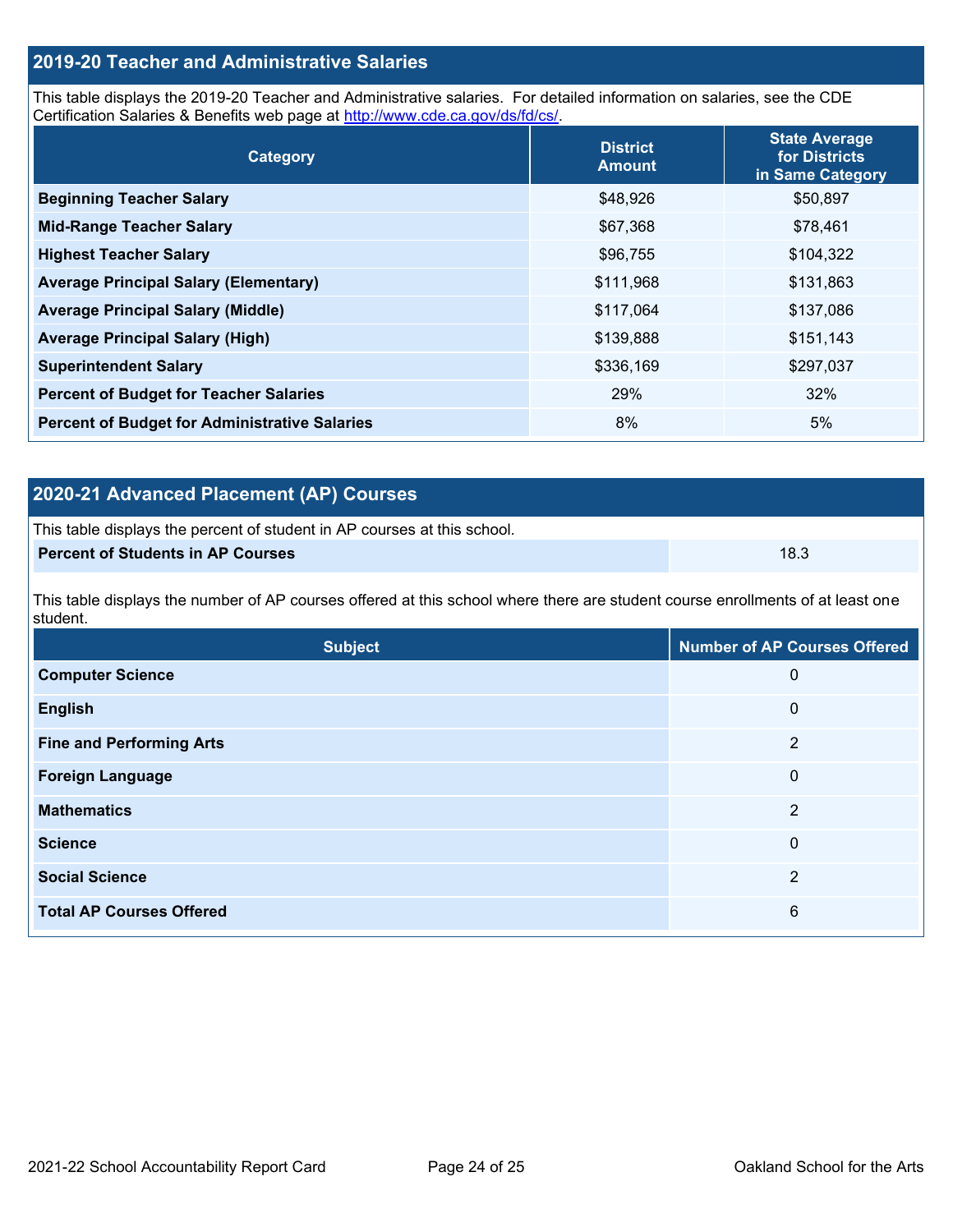## 2019-20 Teacher and Administrative Salaries

This table displays the 2019-20 Teacher and Administrative salaries. For detailed information on salaries, see the CDE Certification Salaries & Benefits web page at http://www.cde.ca.gov/ds/fd/cs/.

| Category | District Amount | State Average for Districts in Same Category |
|---|---|---|
| Beginning Teacher Salary | $48,926 | $50,897 |
| Mid-Range Teacher Salary | $67,368 | $78,461 |
| Highest Teacher Salary | $96,755 | $104,322 |
| Average Principal Salary (Elementary) | $111,968 | $131,863 |
| Average Principal Salary (Middle) | $117,064 | $137,086 |
| Average Principal Salary (High) | $139,888 | $151,143 |
| Superintendent Salary | $336,169 | $297,037 |
| Percent of Budget for Teacher Salaries | 29% | 32% |
| Percent of Budget for Administrative Salaries | 8% | 5% |

## 2020-21 Advanced Placement (AP) Courses

This table displays the percent of student in AP courses at this school.

| Percent of Students in AP Courses | 18.3 |
|---|---|

This table displays the number of AP courses offered at this school where there are student course enrollments of at least one student.

| Subject | Number of AP Courses Offered |
|---|---|
| Computer Science | 0 |
| English | 0 |
| Fine and Performing Arts | 2 |
| Foreign Language | 0 |
| Mathematics | 2 |
| Science | 0 |
| Social Science | 2 |
| Total AP Courses Offered | 6 |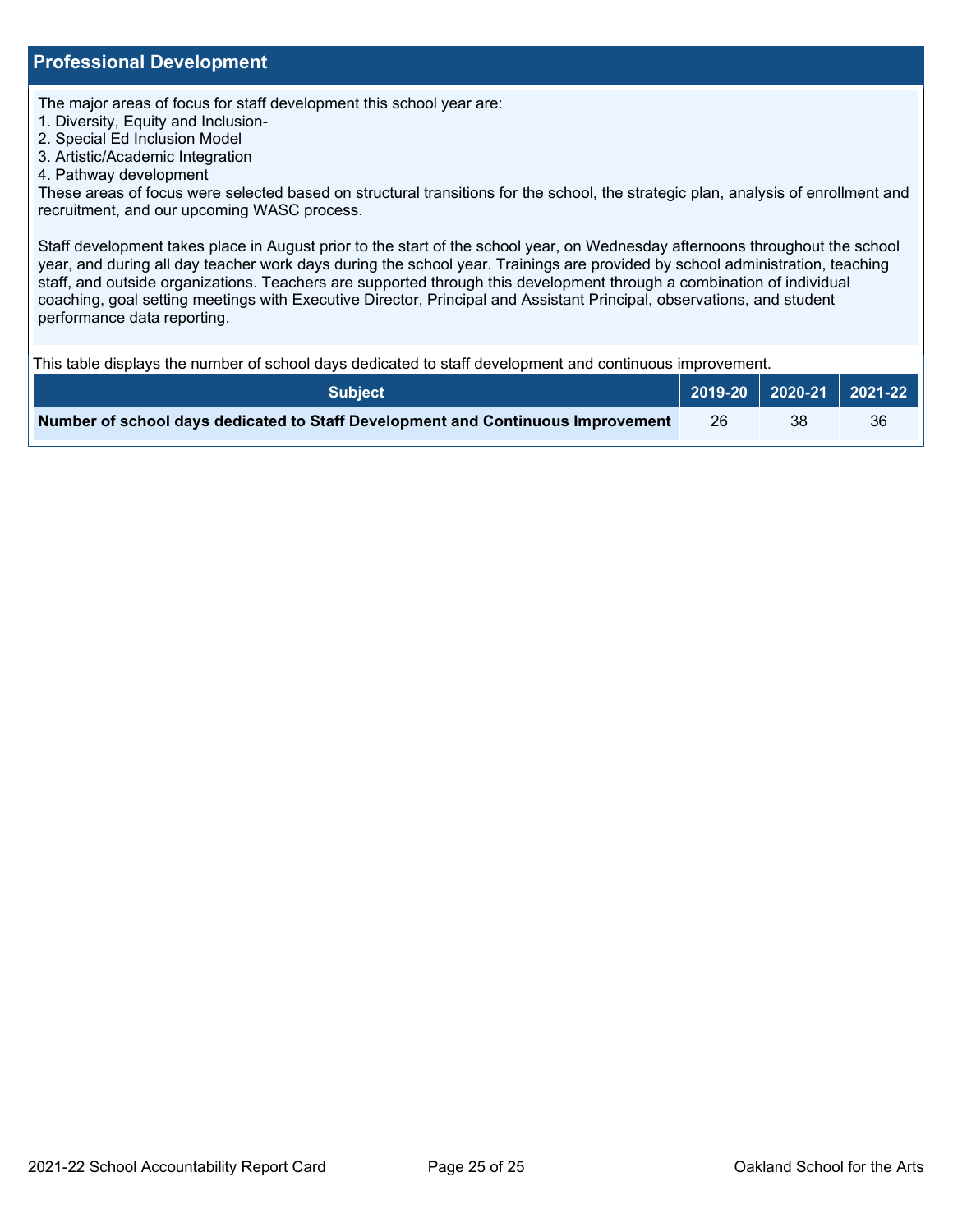## Professional Development

The major areas of focus for staff development this school year are:

1. Diversity, Equity and Inclusion-
2. Special Ed Inclusion Model
3. Artistic/Academic Integration
4. Pathway development

These areas of focus were selected based on structural transitions for the school, the strategic plan, analysis of enrollment and recruitment, and our upcoming WASC process.

Staff development takes place in August prior to the start of the school year, on Wednesday afternoons throughout the school year, and during all day teacher work days during the school year. Trainings are provided by school administration, teaching staff, and outside organizations. Teachers are supported through this development through a combination of individual coaching, goal setting meetings with Executive Director, Principal and Assistant Principal, observations, and student performance data reporting.

This table displays the number of school days dedicated to staff development and continuous improvement.

| Subject | 2019-20 | 2020-21 | 2021-22 |
|---|---|---|---|
| **Number of school days dedicated to Staff Development and Continuous Improvement** | 26 | 38 | 36 |